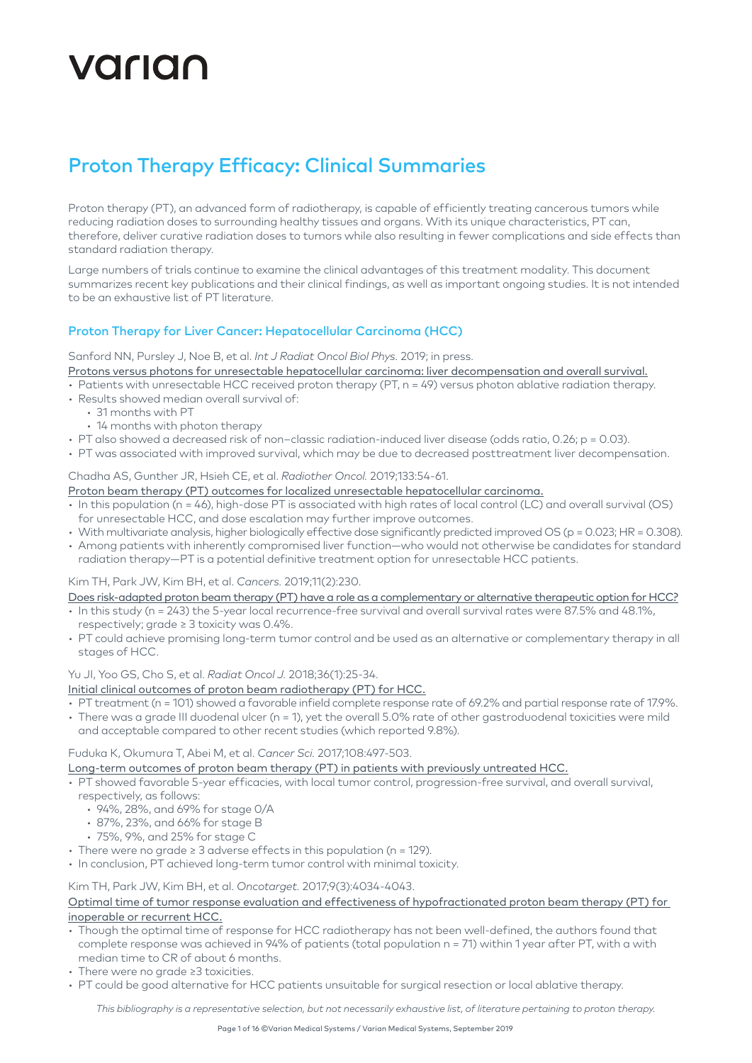varian

# Proton Therapy Efficacy: Clinical Summaries

Proton therapy (PT), an advanced form of radiotherapy, is capable of efficiently treating cancerous tumors while reducing radiation doses to surrounding healthy tissues and organs. With its unique characteristics, PT can, therefore, deliver curative radiation doses to tumors while also resulting in fewer complications and side effects than standard radiation therapy.

Large numbers of trials continue to examine the clinical advantages of this treatment modality. This document summarizes recent key publications and their clinical findings, as well as important ongoing studies. It is not intended to be an exhaustive list of PT literature.

## Proton Therapy for Liver Cancer: Hepatocellular Carcinoma (HCC)

Sanford NN, Pursley J, Noe B, et al. *Int J Radiat Oncol Biol Phys.* 2019; in press.

Protons versus photons for unresectable hepatocellular carcinoma: liver decompensation and overall survival.

- Patients with unresectable HCC received proton therapy (PT, n = 49) versus photon ablative radiation therapy.
- Results showed median overall survival of:
  - 31 months with PT
  - 14 months with photon therapy
- PT also showed a decreased risk of non–classic radiation-induced liver disease (odds ratio, 0.26; p = 0.03).
- PT was associated with improved survival, which may be due to decreased posttreatment liver decompensation.

Chadha AS, Gunther JR, Hsieh CE, et al. *Radiother Oncol.* 2019;133:54-61.

Proton beam therapy (PT) outcomes for localized unresectable hepatocellular carcinoma.

- In this population (n = 46), high-dose PT is associated with high rates of local control (LC) and overall survival (OS) for unresectable HCC, and dose escalation may further improve outcomes.
- With multivariate analysis, higher biologically effective dose significantly predicted improved OS (p = 0.023; HR = 0.308).
- Among patients with inherently compromised liver function—who would not otherwise be candidates for standard radiation therapy—PT is a potential definitive treatment option for unresectable HCC patients.

Kim TH, Park JW, Kim BH, et al. *Cancers.* 2019;11(2):230.

Does risk-adapted proton beam therapy (PT) have a role as a complementary or alternative therapeutic option for HCC?

- In this study (n = 243) the 5-year local recurrence-free survival and overall survival rates were 87.5% and 48.1%, respectively; grade ≥ 3 toxicity was 0.4%.
- PT could achieve promising long-term tumor control and be used as an alternative or complementary therapy in all stages of HCC.

Yu JI, Yoo GS, Cho S, et al. *Radiat Oncol J.* 2018;36(1):25-34.

Initial clinical outcomes of proton beam radiotherapy (PT) for HCC.

- PT treatment (n = 101) showed a favorable infield complete response rate of 69.2% and partial response rate of 17.9%.
- There was a grade III duodenal ulcer (n = 1), yet the overall 5.0% rate of other gastroduodenal toxicities were mild and acceptable compared to other recent studies (which reported 9.8%).

Fuduka K, Okumura T, Abei M, et al. *Cancer Sci.* 2017;108:497-503.

Long-term outcomes of proton beam therapy (PT) in patients with previously untreated HCC.

- PT showed favorable 5-year efficacies, with local tumor control, progression-free survival, and overall survival, respectively, as follows:
  - 94%, 28%, and 69% for stage 0/A
  - 87%, 23%, and 66% for stage B
  - 75%, 9%, and 25% for stage C
- There were no grade ≥ 3 adverse effects in this population (n = 129).
- In conclusion, PT achieved long-term tumor control with minimal toxicity.

Kim TH, Park JW, Kim BH, et al. *Oncotarget.* 2017;9(3):4034-4043.

Optimal time of tumor response evaluation and effectiveness of hypofractionated proton beam therapy (PT) for inoperable or recurrent HCC.

- Though the optimal time of response for HCC radiotherapy has not been well-defined, the authors found that complete response was achieved in 94% of patients (total population n = 71) within 1 year after PT, with a with median time to CR of about 6 months.
- There were no grade ≥3 toxicities.
- PT could be good alternative for HCC patients unsuitable for surgical resection or local ablative therapy.

*This bibliography is a representative selection, but not necessarily exhaustive list, of literature pertaining to proton therapy.*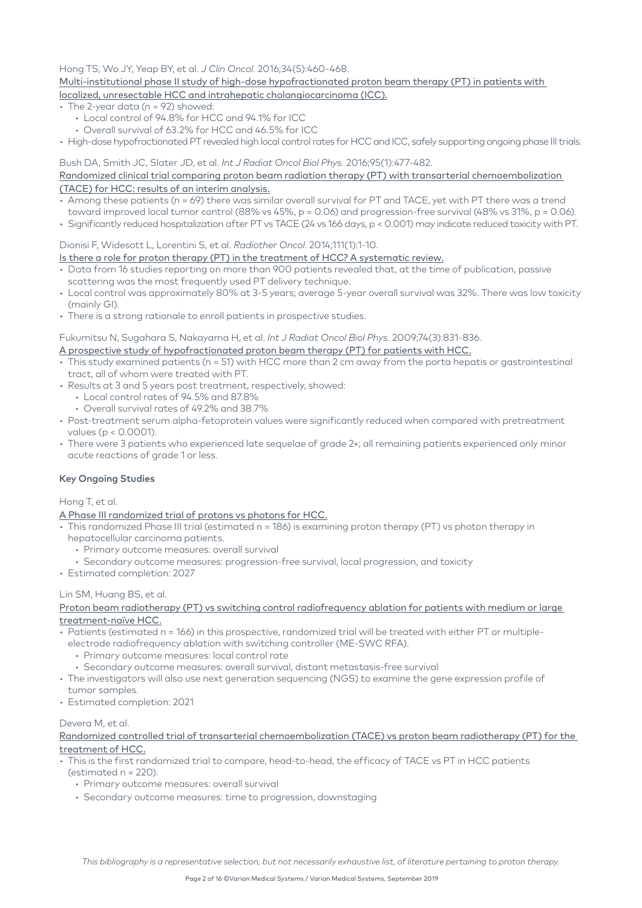Hong TS, Wo JY, Yeap BY, et al. *J Clin Oncol.* 2016;34(5):460-468.

Multi-institutional phase II study of high-dose hypofractionated proton beam therapy (PT) in patients with localized, unresectable HCC and intrahepatic cholangiocarcinoma (ICC).

- The 2-year data (n = 92) showed:
  - Local control of 94.8% for HCC and 94.1% for ICC
  - Overall survival of 63.2% for HCC and 46.5% for ICC
- High-dose hypofractionated PT revealed high local control rates for HCC and ICC, safely supporting ongoing phase III trials.

Bush DA, Smith JC, Slater JD, et al. *Int J Radiat Oncol Biol Phys.* 2016;95(1):477-482.

Randomized clinical trial comparing proton beam radiation therapy (PT) with transarterial chemoembolization (TACE) for HCC: results of an interim analysis.

- Among these patients (n = 69) there was similar overall survival for PT and TACE, yet with PT there was a trend toward improved local tumor control (88% vs 45%, $p = 0.06$) and progression-free survival (48% vs 31%, $p = 0.06$).
- Significantly reduced hospitalization after PT vs TACE (24 vs 166 days, $p < 0.001$) may indicate reduced toxicity with PT.

Dionisi F, Widesott L, Lorentini S, et al. *Radiother Oncol.* 2014;111(1):1-10.

Is there a role for proton therapy (PT) in the treatment of HCC? A systematic review.

- Data from 16 studies reporting on more than 900 patients revealed that, at the time of publication, passive scattering was the most frequently used PT delivery technique.
- Local control was approximately 80% at 3-5 years; average 5-year overall survival was 32%. There was low toxicity (mainly GI).
- There is a strong rationale to enroll patients in prospective studies.

Fukumitsu N, Sugahara S, Nakayama H, et al. *Int J Radiat Oncol Biol Phys.* 2009;74(3):831-836.

A prospective study of hypofractionated proton beam therapy (PT) for patients with HCC.

- This study examined patients (n = 51) with HCC more than 2 cm away from the porta hepatis or gastrointestinal tract, all of whom were treated with PT.
- Results at 3 and 5 years post treatment, respectively, showed:
  - Local control rates of 94.5% and 87.8%
  - Overall survival rates of 49.2% and 38.7%
- Post-treatment serum alpha-fetoprotein values were significantly reduced when compared with pretreatment values ($p < 0.0001$).
- There were 3 patients who experienced late sequelae of grade 2+; all remaining patients experienced only minor acute reactions of grade 1 or less.

### Key Ongoing Studies

Hong T, et al.

A Phase III randomized trial of protons vs photons for HCC.

- This randomized Phase III trial (estimated n = 186) is examining proton therapy (PT) vs photon therapy in hepatocellular carcinoma patients.
  - Primary outcome measures: overall survival
  - Secondary outcome measures: progression-free survival, local progression, and toxicity
- Estimated completion: 2027

Lin SM, Huang BS, et al.

Proton beam radiotherapy (PT) vs switching control radiofrequency ablation for patients with medium or large treatment-naïve HCC.

- Patients (estimated n = 166) in this prospective, randomized trial will be treated with either PT or multiple-electrode radiofrequency ablation with switching controller (ME-SWC RFA).
  - Primary outcome measures: local control rate
  - Secondary outcome measures: overall survival, distant metastasis-free survival
- The investigators will also use next generation sequencing (NGS) to examine the gene expression profile of tumor samples.
- Estimated completion: 2021

Devera M, et al.

Randomized controlled trial of transarterial chemoembolization (TACE) vs proton beam radiotherapy (PT) for the treatment of HCC.

- This is the first randomized trial to compare, head-to-head, the efficacy of TACE vs PT in HCC patients (estimated n = 220).
  - Primary outcome measures: overall survival
  - Secondary outcome measures: time to progression, downstaging

*This bibliography is a representative selection, but not necessarily exhaustive list, of literature pertaining to proton therapy.*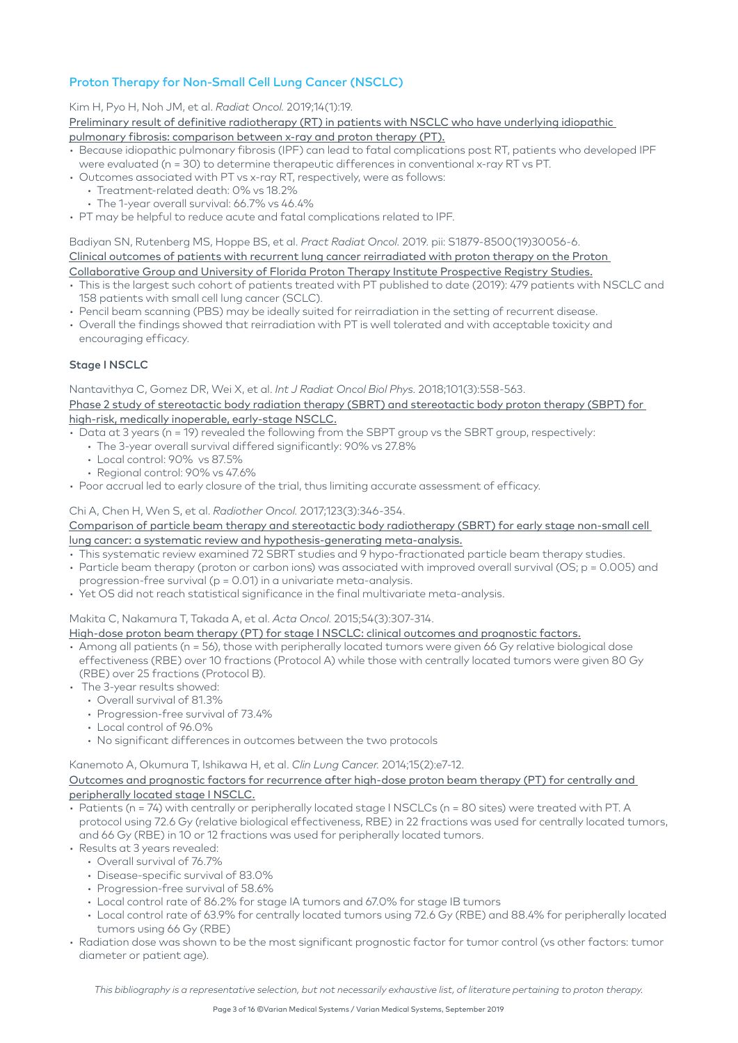## Proton Therapy for Non-Small Cell Lung Cancer (NSCLC)

Kim H, Pyo H, Noh JM, et al. *Radiat Oncol.* 2019;14(1):19.

Preliminary result of definitive radiotherapy (RT) in patients with NSCLC who have underlying idiopathic pulmonary fibrosis: comparison between x-ray and proton therapy (PT).

- Because idiopathic pulmonary fibrosis (IPF) can lead to fatal complications post RT, patients who developed IPF were evaluated (n = 30) to determine therapeutic differences in conventional x-ray RT vs PT.
- Outcomes associated with PT vs x-ray RT, respectively, were as follows:
  - Treatment-related death: 0% vs 18.2%
  - The 1-year overall survival: 66.7% vs 46.4%
- PT may be helpful to reduce acute and fatal complications related to IPF.

Badiyan SN, Rutenberg MS, Hoppe BS, et al. *Pract Radiat Oncol.* 2019. pii: S1879-8500(19)30056-6.

Clinical outcomes of patients with recurrent lung cancer reirradiated with proton therapy on the Proton Collaborative Group and University of Florida Proton Therapy Institute Prospective Registry Studies.

- This is the largest such cohort of patients treated with PT published to date (2019): 479 patients with NSCLC and 158 patients with small cell lung cancer (SCLC).
- Pencil beam scanning (PBS) may be ideally suited for reirradiation in the setting of recurrent disease.
- Overall the findings showed that reirradiation with PT is well tolerated and with acceptable toxicity and encouraging efficacy.

### Stage I NSCLC

Nantavithya C, Gomez DR, Wei X, et al. *Int J Radiat Oncol Biol Phys.* 2018;101(3):558-563.

Phase 2 study of stereotactic body radiation therapy (SBRT) and stereotactic body proton therapy (SBPT) for high-risk, medically inoperable, early-stage NSCLC.

- Data at 3 years (n = 19) revealed the following from the SBPT group vs the SBRT group, respectively:
  - The 3-year overall survival differed significantly: 90% vs 27.8%
  - Local control: 90% vs 87.5%
  - Regional control: 90% vs 47.6%
- Poor accrual led to early closure of the trial, thus limiting accurate assessment of efficacy.

Chi A, Chen H, Wen S, et al. *Radiother Oncol.* 2017;123(3):346-354.

Comparison of particle beam therapy and stereotactic body radiotherapy (SBRT) for early stage non-small cell lung cancer: a systematic review and hypothesis-generating meta-analysis.

- This systematic review examined 72 SBRT studies and 9 hypo-fractionated particle beam therapy studies.
- Particle beam therapy (proton or carbon ions) was associated with improved overall survival (OS; $p = 0.005$) and progression-free survival ($p = 0.01$) in a univariate meta-analysis.
- Yet OS did not reach statistical significance in the final multivariate meta-analysis.

Makita C, Nakamura T, Takada A, et al. *Acta Oncol.* 2015;54(3):307-314.

High-dose proton beam therapy (PT) for stage I NSCLC: clinical outcomes and prognostic factors.

- Among all patients (n = 56), those with peripherally located tumors were given 66 Gy relative biological dose effectiveness (RBE) over 10 fractions (Protocol A) while those with centrally located tumors were given 80 Gy (RBE) over 25 fractions (Protocol B).
- The 3-year results showed:
  - Overall survival of 81.3%
  - Progression-free survival of 73.4%
  - Local control of 96.0%
  - No significant differences in outcomes between the two protocols

Kanemoto A, Okumura T, Ishikawa H, et al. *Clin Lung Cancer.* 2014;15(2):e7-12.

Outcomes and prognostic factors for recurrence after high-dose proton beam therapy (PT) for centrally and peripherally located stage I NSCLC.

- Patients (n = 74) with centrally or peripherally located stage I NSCLCs (n = 80 sites) were treated with PT. A protocol using 72.6 Gy (relative biological effectiveness, RBE) in 22 fractions was used for centrally located tumors, and 66 Gy (RBE) in 10 or 12 fractions was used for peripherally located tumors.
- Results at 3 years revealed:
  - Overall survival of 76.7%
  - Disease-specific survival of 83.0%
  - Progression-free survival of 58.6%
  - Local control rate of 86.2% for stage IA tumors and 67.0% for stage IB tumors
  - Local control rate of 63.9% for centrally located tumors using 72.6 Gy (RBE) and 88.4% for peripherally located tumors using 66 Gy (RBE)
- Radiation dose was shown to be the most significant prognostic factor for tumor control (vs other factors: tumor diameter or patient age).

*This bibliography is a representative selection, but not necessarily exhaustive list, of literature pertaining to proton therapy.*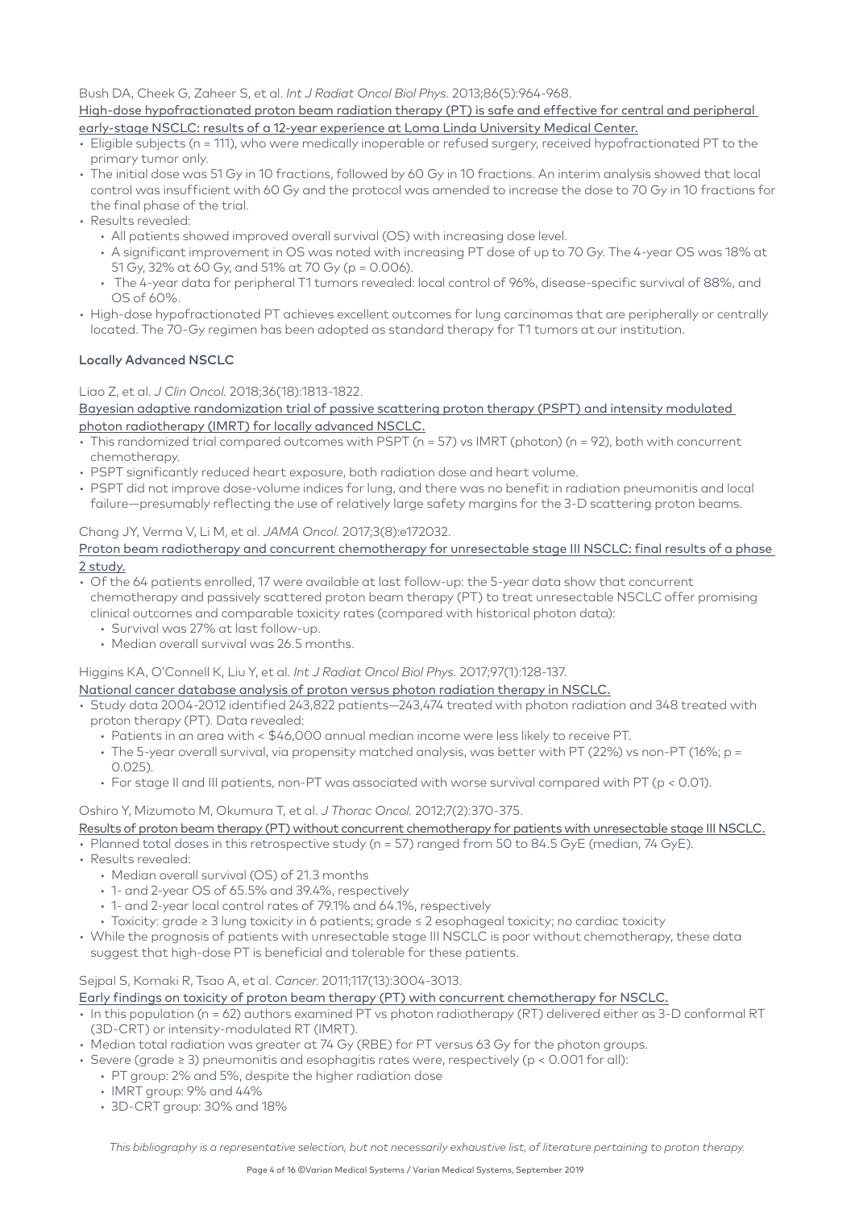Bush DA, Cheek G, Zaheer S, et al. *Int J Radiat Oncol Biol Phys.* 2013;86(5):964-968.

High-dose hypofractionated proton beam radiation therapy (PT) is safe and effective for central and peripheral early-stage NSCLC: results of a 12-year experience at Loma Linda University Medical Center.

- Eligible subjects (n = 111), who were medically inoperable or refused surgery, received hypofractionated PT to the primary tumor only.
- The initial dose was 51 Gy in 10 fractions, followed by 60 Gy in 10 fractions. An interim analysis showed that local control was insufficient with 60 Gy and the protocol was amended to increase the dose to 70 Gy in 10 fractions for the final phase of the trial.
- Results revealed:
  - All patients showed improved overall survival (OS) with increasing dose level.
  - A significant improvement in OS was noted with increasing PT dose of up to 70 Gy. The 4-year OS was 18% at 51 Gy, 32% at 60 Gy, and 51% at 70 Gy (p = 0.006).
  - The 4-year data for peripheral T1 tumors revealed: local control of 96%, disease-specific survival of 88%, and OS of 60%.
- High-dose hypofractionated PT achieves excellent outcomes for lung carcinomas that are peripherally or centrally located. The 70-Gy regimen has been adopted as standard therapy for T1 tumors at our institution.

### Locally Advanced NSCLC

Liao Z, et al. *J Clin Oncol.* 2018;36(18):1813-1822.

Bayesian adaptive randomization trial of passive scattering proton therapy (PSPT) and intensity modulated photon radiotherapy (IMRT) for locally advanced NSCLC.

- This randomized trial compared outcomes with PSPT (n = 57) vs IMRT (photon) (n = 92), both with concurrent chemotherapy.
- PSPT significantly reduced heart exposure, both radiation dose and heart volume.
- PSPT did not improve dose-volume indices for lung, and there was no benefit in radiation pneumonitis and local failure—presumably reflecting the use of relatively large safety margins for the 3-D scattering proton beams.

Chang JY, Verma V, Li M, et al. *JAMA Oncol.* 2017;3(8):e172032.

Proton beam radiotherapy and concurrent chemotherapy for unresectable stage III NSCLC: final results of a phase 2 study.

- Of the 64 patients enrolled, 17 were available at last follow-up: the 5-year data show that concurrent chemotherapy and passively scattered proton beam therapy (PT) to treat unresectable NSCLC offer promising clinical outcomes and comparable toxicity rates (compared with historical photon data):
  - Survival was 27% at last follow-up.
  - Median overall survival was 26.5 months.

Higgins KA, O'Connell K, Liu Y, et al. *Int J Radiat Oncol Biol Phys.* 2017;97(1):128-137.

National cancer database analysis of proton versus photon radiation therapy in NSCLC.

- Study data 2004-2012 identified 243,822 patients—243,474 treated with photon radiation and 348 treated with proton therapy (PT). Data revealed:
  - Patients in an area with < $46,000 annual median income were less likely to receive PT.
  - The 5-year overall survival, via propensity matched analysis, was better with PT (22%) vs non-PT (16%; p = 0.025).
  - For stage II and III patients, non-PT was associated with worse survival compared with PT (p < 0.01).

Oshiro Y, Mizumoto M, Okumura T, et al. *J Thorac Oncol.* 2012;7(2):370-375.

Results of proton beam therapy (PT) without concurrent chemotherapy for patients with unresectable stage III NSCLC.

- Planned total doses in this retrospective study (n = 57) ranged from 50 to 84.5 GyE (median, 74 GyE).
- Results revealed:
  - Median overall survival (OS) of 21.3 months
  - 1- and 2-year OS of 65.5% and 39.4%, respectively
  - 1- and 2-year local control rates of 79.1% and 64.1%, respectively
  - Toxicity: grade ≥ 3 lung toxicity in 6 patients; grade ≤ 2 esophageal toxicity; no cardiac toxicity
- While the prognosis of patients with unresectable stage III NSCLC is poor without chemotherapy, these data suggest that high-dose PT is beneficial and tolerable for these patients.

Sejpal S, Komaki R, Tsao A, et al. *Cancer.* 2011;117(13):3004-3013.

Early findings on toxicity of proton beam therapy (PT) with concurrent chemotherapy for NSCLC.

- In this population (n = 62) authors examined PT vs photon radiotherapy (RT) delivered either as 3-D conformal RT (3D-CRT) or intensity-modulated RT (IMRT).
- Median total radiation was greater at 74 Gy (RBE) for PT versus 63 Gy for the photon groups.
- Severe (grade ≥ 3) pneumonitis and esophagitis rates were, respectively (p < 0.001 for all):
  - PT group: 2% and 5%, despite the higher radiation dose
  - IMRT group: 9% and 44%
  - 3D-CRT group: 30% and 18%

*This bibliography is a representative selection, but not necessarily exhaustive list, of literature pertaining to proton therapy.*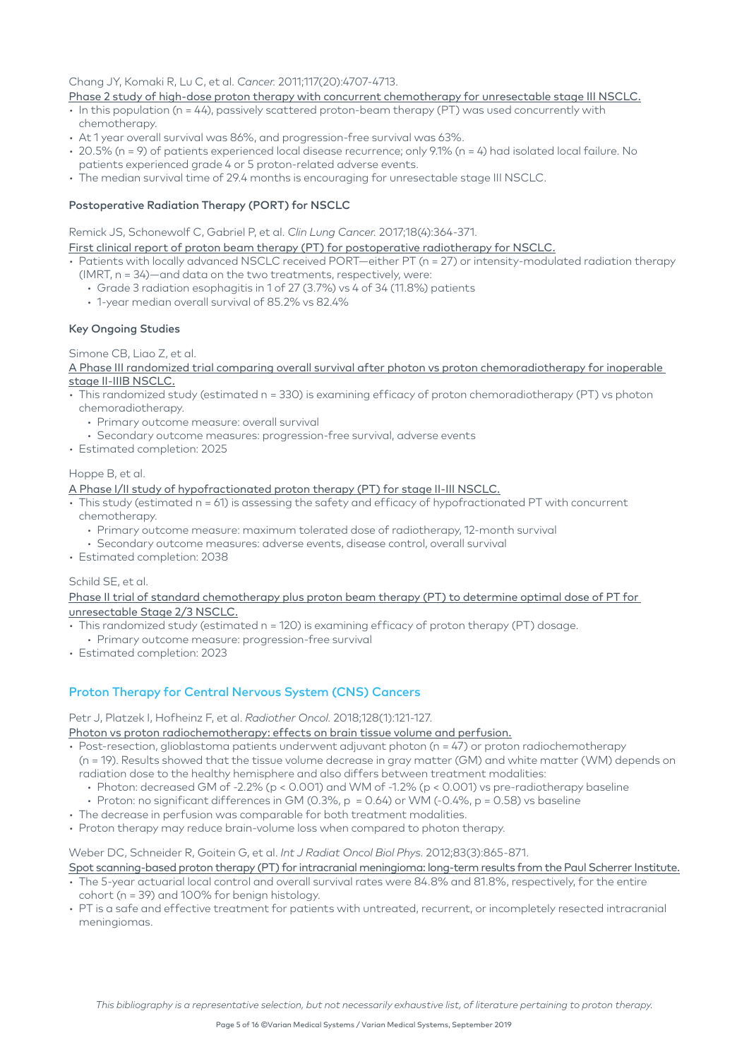Chang JY, Komaki R, Lu C, et al. *Cancer.* 2011;117(20):4707-4713.

Phase 2 study of high-dose proton therapy with concurrent chemotherapy for unresectable stage III NSCLC.

- In this population (n = 44), passively scattered proton-beam therapy (PT) was used concurrently with chemotherapy.
- At 1 year overall survival was 86%, and progression-free survival was 63%.
- 20.5% (n = 9) of patients experienced local disease recurrence; only 9.1% (n = 4) had isolated local failure. No patients experienced grade 4 or 5 proton-related adverse events.
- The median survival time of 29.4 months is encouraging for unresectable stage III NSCLC.

### Postoperative Radiation Therapy (PORT) for NSCLC

Remick JS, Schonewolf C, Gabriel P, et al. *Clin Lung Cancer.* 2017;18(4):364-371.

First clinical report of proton beam therapy (PT) for postoperative radiotherapy for NSCLC.

- Patients with locally advanced NSCLC received PORT—either PT (n = 27) or intensity-modulated radiation therapy (IMRT, n = 34)—and data on the two treatments, respectively, were:
  - Grade 3 radiation esophagitis in 1 of 27 (3.7%) vs 4 of 34 (11.8%) patients
  - 1-year median overall survival of 85.2% vs 82.4%

### Key Ongoing Studies

Simone CB, Liao Z, et al.

A Phase III randomized trial comparing overall survival after photon vs proton chemoradiotherapy for inoperable stage II-IIIB NSCLC.

- This randomized study (estimated n = 330) is examining efficacy of proton chemoradiotherapy (PT) vs photon chemoradiotherapy.
  - Primary outcome measure: overall survival
  - Secondary outcome measures: progression-free survival, adverse events
- Estimated completion: 2025

Hoppe B, et al.

A Phase I/II study of hypofractionated proton therapy (PT) for stage II-III NSCLC.

- This study (estimated n = 61) is assessing the safety and efficacy of hypofractionated PT with concurrent chemotherapy.
  - Primary outcome measure: maximum tolerated dose of radiotherapy, 12-month survival
  - Secondary outcome measures: adverse events, disease control, overall survival
- Estimated completion: 2038

Schild SE, et al.

Phase II trial of standard chemotherapy plus proton beam therapy (PT) to determine optimal dose of PT for unresectable Stage 2/3 NSCLC.

- This randomized study (estimated n = 120) is examining efficacy of proton therapy (PT) dosage.
  - Primary outcome measure: progression-free survival
- Estimated completion: 2023

## Proton Therapy for Central Nervous System (CNS) Cancers

Petr J, Platzek I, Hofheinz F, et al. *Radiother Oncol.* 2018;128(1):121-127.

Photon vs proton radiochemotherapy: effects on brain tissue volume and perfusion.

- Post-resection, glioblastoma patients underwent adjuvant photon (n = 47) or proton radiochemotherapy (n = 19). Results showed that the tissue volume decrease in gray matter (GM) and white matter (WM) depends on radiation dose to the healthy hemisphere and also differs between treatment modalities:
  - Photon: decreased GM of -2.2% ($p < 0.001$) and WM of -1.2% ($p < 0.001$) vs pre-radiotherapy baseline
  - Proton: no significant differences in GM (0.3%, $p = 0.64$) or WM (-0.4%, $p = 0.58$) vs baseline
- The decrease in perfusion was comparable for both treatment modalities.
- Proton therapy may reduce brain-volume loss when compared to photon therapy.

Weber DC, Schneider R, Goitein G, et al. *Int J Radiat Oncol Biol Phys.* 2012;83(3):865-871.

Spot scanning-based proton therapy (PT) for intracranial meningioma: long-term results from the Paul Scherrer Institute.

- The 5-year actuarial local control and overall survival rates were 84.8% and 81.8%, respectively, for the entire cohort (n = 39) and 100% for benign histology.
- PT is a safe and effective treatment for patients with untreated, recurrent, or incompletely resected intracranial meningiomas.

*This bibliography is a representative selection, but not necessarily exhaustive list, of literature pertaining to proton therapy.*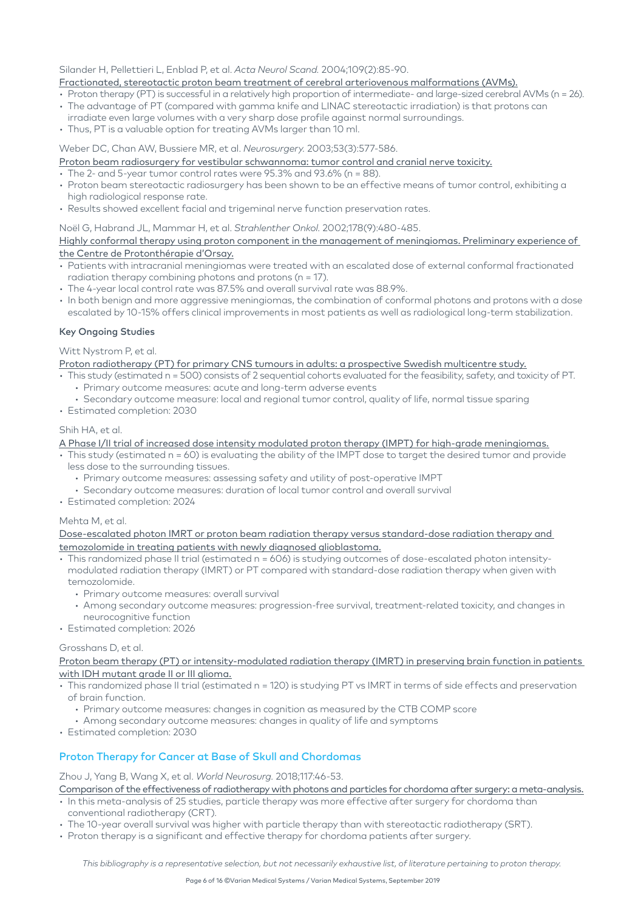Silander H, Pellettieri L, Enblad P, et al. *Acta Neurol Scand.* 2004;109(2):85-90.

Fractionated, stereotactic proton beam treatment of cerebral arteriovenous malformations (AVMs).

- Proton therapy (PT) is successful in a relatively high proportion of intermediate- and large-sized cerebral AVMs (n = 26).
- The advantage of PT (compared with gamma knife and LINAC stereotactic irradiation) is that protons can irradiate even large volumes with a very sharp dose profile against normal surroundings.
- Thus, PT is a valuable option for treating AVMs larger than 10 ml.

Weber DC, Chan AW, Bussiere MR, et al. *Neurosurgery.* 2003;53(3):577-586.

Proton beam radiosurgery for vestibular schwannoma: tumor control and cranial nerve toxicity.

- The 2- and 5-year tumor control rates were 95.3% and 93.6% (n = 88).
- Proton beam stereotactic radiosurgery has been shown to be an effective means of tumor control, exhibiting a high radiological response rate.
- Results showed excellent facial and trigeminal nerve function preservation rates.

Noël G, Habrand JL, Mammar H, et al. *Strahlenther Onkol.* 2002;178(9):480-485.

Highly conformal therapy using proton component in the management of meningiomas. Preliminary experience of the Centre de Protonthérapie d'Orsay.

- Patients with intracranial meningiomas were treated with an escalated dose of external conformal fractionated radiation therapy combining photons and protons (n = 17).
- The 4-year local control rate was 87.5% and overall survival rate was 88.9%.
- In both benign and more aggressive meningiomas, the combination of conformal photons and protons with a dose escalated by 10-15% offers clinical improvements in most patients as well as radiological long-term stabilization.

**Key Ongoing Studies**

Witt Nystrom P, et al.

Proton radiotherapy (PT) for primary CNS tumours in adults: a prospective Swedish multicentre study.

- This study (estimated n = 500) consists of 2 sequential cohorts evaluated for the feasibility, safety, and toxicity of PT.
  - Primary outcome measures: acute and long-term adverse events
  - Secondary outcome measure: local and regional tumor control, quality of life, normal tissue sparing
- Estimated completion: 2030

Shih HA, et al.

A Phase I/II trial of increased dose intensity modulated proton therapy (IMPT) for high-grade meningiomas.

- This study (estimated n = 60) is evaluating the ability of the IMPT dose to target the desired tumor and provide less dose to the surrounding tissues.
  - Primary outcome measures: assessing safety and utility of post-operative IMPT
  - Secondary outcome measures: duration of local tumor control and overall survival
- Estimated completion: 2024

Mehta M, et al.

Dose-escalated photon IMRT or proton beam radiation therapy versus standard-dose radiation therapy and temozolomide in treating patients with newly diagnosed glioblastoma.

- This randomized phase II trial (estimated n = 606) is studying outcomes of dose-escalated photon intensity-modulated radiation therapy (IMRT) or PT compared with standard-dose radiation therapy when given with temozolomide.
  - Primary outcome measures: overall survival
  - Among secondary outcome measures: progression-free survival, treatment-related toxicity, and changes in neurocognitive function
- Estimated completion: 2026

Grosshans D, et al.

Proton beam therapy (PT) or intensity-modulated radiation therapy (IMRT) in preserving brain function in patients with IDH mutant grade II or III glioma.

- This randomized phase II trial (estimated n = 120) is studying PT vs IMRT in terms of side effects and preservation of brain function.
  - Primary outcome measures: changes in cognition as measured by the CTB COMP score
  - Among secondary outcome measures: changes in quality of life and symptoms
- Estimated completion: 2030

## Proton Therapy for Cancer at Base of Skull and Chordomas

Zhou J, Yang B, Wang X, et al. *World Neurosurg.* 2018;117:46-53.

Comparison of the effectiveness of radiotherapy with photons and particles for chordoma after surgery: a meta-analysis.

- In this meta-analysis of 25 studies, particle therapy was more effective after surgery for chordoma than conventional radiotherapy (CRT).
- The 10-year overall survival was higher with particle therapy than with stereotactic radiotherapy (SRT).
- Proton therapy is a significant and effective therapy for chordoma patients after surgery.

*This bibliography is a representative selection, but not necessarily exhaustive list, of literature pertaining to proton therapy.*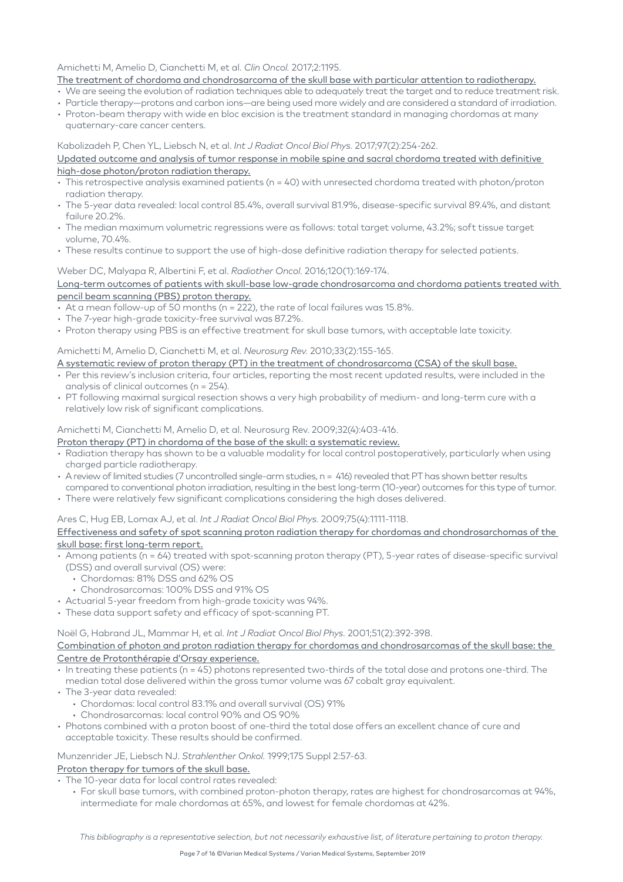Amichetti M, Amelio D, Cianchetti M, et al. *Clin Oncol.* 2017;2:1195.

The treatment of chordoma and chondrosarcoma of the skull base with particular attention to radiotherapy.

- We are seeing the evolution of radiation techniques able to adequately treat the target and to reduce treatment risk.
- Particle therapy—protons and carbon ions—are being used more widely and are considered a standard of irradiation.
- Proton-beam therapy with wide en bloc excision is the treatment standard in managing chordomas at many quaternary-care cancer centers.

Kabolizadeh P, Chen YL, Liebsch N, et al. *Int J Radiat Oncol Biol Phys.* 2017;97(2):254-262.

Updated outcome and analysis of tumor response in mobile spine and sacral chordoma treated with definitive high-dose photon/proton radiation therapy.

- This retrospective analysis examined patients (n = 40) with unresected chordoma treated with photon/proton radiation therapy.
- The 5-year data revealed: local control 85.4%, overall survival 81.9%, disease-specific survival 89.4%, and distant failure 20.2%.
- The median maximum volumetric regressions were as follows: total target volume, 43.2%; soft tissue target volume, 70.4%.
- These results continue to support the use of high-dose definitive radiation therapy for selected patients.

Weber DC, Malyapa R, Albertini F, et al. *Radiother Oncol.* 2016;120(1):169-174.

Long-term outcomes of patients with skull-base low-grade chondrosarcoma and chordoma patients treated with pencil beam scanning (PBS) proton therapy.

- At a mean follow-up of 50 months (n = 222), the rate of local failures was 15.8%.
- The 7-year high-grade toxicity-free survival was 87.2%.
- Proton therapy using PBS is an effective treatment for skull base tumors, with acceptable late toxicity.

Amichetti M, Amelio D, Cianchetti M, et al. *Neurosurg Rev.* 2010;33(2):155-165.

A systematic review of proton therapy (PT) in the treatment of chondrosarcoma (CSA) of the skull base.

- Per this review's inclusion criteria, four articles, reporting the most recent updated results, were included in the analysis of clinical outcomes (n = 254).
- PT following maximal surgical resection shows a very high probability of medium- and long-term cure with a relatively low risk of significant complications.

Amichetti M, Cianchetti M, Amelio D, et al. Neurosurg Rev. 2009;32(4):403-416.

Proton therapy (PT) in chordoma of the base of the skull: a systematic review.

- Radiation therapy has shown to be a valuable modality for local control postoperatively, particularly when using charged particle radiotherapy.
- A review of limited studies (7 uncontrolled single-arm studies, n = 416) revealed that PT has shown better results compared to conventional photon irradiation, resulting in the best long-term (10-year) outcomes for this type of tumor.
- There were relatively few significant complications considering the high doses delivered.

Ares C, Hug EB, Lomax AJ, et al. *Int J Radiat Oncol Biol Phys.* 2009;75(4):1111-1118.

Effectiveness and safety of spot scanning proton radiation therapy for chordomas and chondrosarchomas of the skull base: first long-term report.

- Among patients (n = 64) treated with spot-scanning proton therapy (PT), 5-year rates of disease-specific survival (DSS) and overall survival (OS) were:
  - Chordomas: 81% DSS and 62% OS
  - Chondrosarcomas: 100% DSS and 91% OS
- Actuarial 5-year freedom from high-grade toxicity was 94%.
- These data support safety and efficacy of spot-scanning PT.

Noël G, Habrand JL, Mammar H, et al. *Int J Radiat Oncol Biol Phys.* 2001;51(2):392-398.

Combination of photon and proton radiation therapy for chordomas and chondrosarcomas of the skull base: the Centre de Protonthérapie d'Orsay experience.

- In treating these patients (n = 45) photons represented two-thirds of the total dose and protons one-third. The median total dose delivered within the gross tumor volume was 67 cobalt gray equivalent.
- The 3-year data revealed:
  - Chordomas: local control 83.1% and overall survival (OS) 91%
  - Chondrosarcomas: local control 90% and OS 90%
- Photons combined with a proton boost of one-third the total dose offers an excellent chance of cure and acceptable toxicity. These results should be confirmed.

Munzenrider JE, Liebsch NJ. *Strahlenther Onkol.* 1999;175 Suppl 2:57-63.

Proton therapy for tumors of the skull base.

- The 10-year data for local control rates revealed:
  - For skull base tumors, with combined proton-photon therapy, rates are highest for chondrosarcomas at 94%, intermediate for male chordomas at 65%, and lowest for female chordomas at 42%.

*This bibliography is a representative selection, but not necessarily exhaustive list, of literature pertaining to proton therapy.*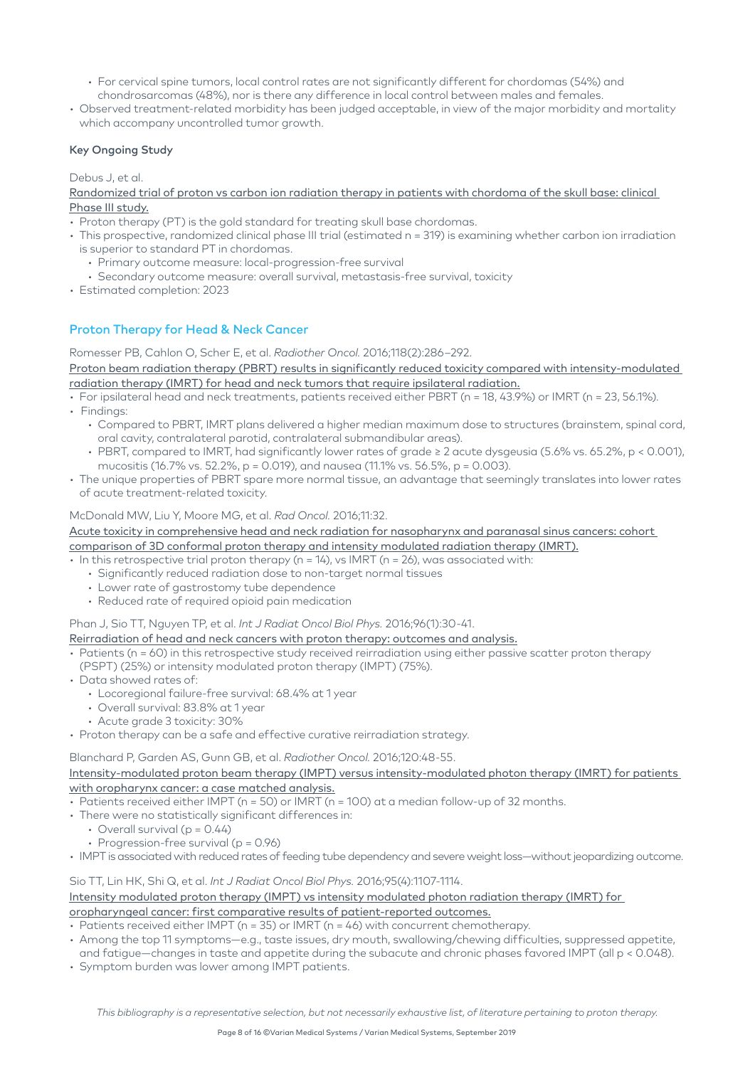- For cervical spine tumors, local control rates are not significantly different for chordomas (54%) and chondrosarcomas (48%), nor is there any difference in local control between males and females.
- Observed treatment-related morbidity has been judged acceptable, in view of the major morbidity and mortality which accompany uncontrolled tumor growth.

**Key Ongoing Study**

Debus J, et al.

Randomized trial of proton vs carbon ion radiation therapy in patients with chordoma of the skull base: clinical Phase III study.

- Proton therapy (PT) is the gold standard for treating skull base chordomas.
- This prospective, randomized clinical phase III trial (estimated n = 319) is examining whether carbon ion irradiation is superior to standard PT in chordomas.
  - Primary outcome measure: local-progression-free survival
  - Secondary outcome measure: overall survival, metastasis-free survival, toxicity
- Estimated completion: 2023

## Proton Therapy for Head & Neck Cancer

Romesser PB, Cahlon O, Scher E, et al. *Radiother Oncol.* 2016;118(2):286–292.

Proton beam radiation therapy (PBRT) results in significantly reduced toxicity compared with intensity-modulated radiation therapy (IMRT) for head and neck tumors that require ipsilateral radiation.

- For ipsilateral head and neck treatments, patients received either PBRT (n = 18, 43.9%) or IMRT (n = 23, 56.1%).
- Findings:
  - Compared to PBRT, IMRT plans delivered a higher median maximum dose to structures (brainstem, spinal cord, oral cavity, contralateral parotid, contralateral submandibular areas).
  - PBRT, compared to IMRT, had significantly lower rates of grade ≥ 2 acute dysgeusia (5.6% vs. 65.2%, $p < 0.001$), mucositis (16.7% vs. 52.2%, $p = 0.019$), and nausea (11.1% vs. 56.5%, $p = 0.003$).
- The unique properties of PBRT spare more normal tissue, an advantage that seemingly translates into lower rates of acute treatment-related toxicity.

McDonald MW, Liu Y, Moore MG, et al. *Rad Oncol.* 2016;11:32.

Acute toxicity in comprehensive head and neck radiation for nasopharynx and paranasal sinus cancers: cohort comparison of 3D conformal proton therapy and intensity modulated radiation therapy (IMRT).

- In this retrospective trial proton therapy (n = 14), vs IMRT (n = 26), was associated with:
  - Significantly reduced radiation dose to non-target normal tissues
  - Lower rate of gastrostomy tube dependence
  - Reduced rate of required opioid pain medication

Phan J, Sio TT, Nguyen TP, et al. *Int J Radiat Oncol Biol Phys.* 2016;96(1):30-41.

Reirradiation of head and neck cancers with proton therapy: outcomes and analysis.

- Patients (n = 60) in this retrospective study received reirradiation using either passive scatter proton therapy (PSPT) (25%) or intensity modulated proton therapy (IMPT) (75%).
- Data showed rates of:
  - Locoregional failure-free survival: 68.4% at 1 year
  - Overall survival: 83.8% at 1 year
  - Acute grade 3 toxicity: 30%
- Proton therapy can be a safe and effective curative reirradiation strategy.

Blanchard P, Garden AS, Gunn GB, et al. *Radiother Oncol.* 2016;120:48-55.

Intensity-modulated proton beam therapy (IMPT) versus intensity-modulated photon therapy (IMRT) for patients with oropharynx cancer: a case matched analysis.

- Patients received either IMPT (n = 50) or IMRT (n = 100) at a median follow-up of 32 months.
- There were no statistically significant differences in:
  - Overall survival ($p = 0.44$)
  - Progression-free survival ($p = 0.96$)
- IMPT is associated with reduced rates of feeding tube dependency and severe weight loss—without jeopardizing outcome.

Sio TT, Lin HK, Shi Q, et al. *Int J Radiat Oncol Biol Phys.* 2016;95(4):1107-1114.

Intensity modulated proton therapy (IMPT) vs intensity modulated photon radiation therapy (IMRT) for oropharyngeal cancer: first comparative results of patient-reported outcomes.

- Patients received either IMPT (n = 35) or IMRT (n = 46) with concurrent chemotherapy.
- Among the top 11 symptoms—e.g., taste issues, dry mouth, swallowing/chewing difficulties, suppressed appetite, and fatigue—changes in taste and appetite during the subacute and chronic phases favored IMPT (all $p < 0.048$).
- Symptom burden was lower among IMPT patients.

*This bibliography is a representative selection, but not necessarily exhaustive list, of literature pertaining to proton therapy.*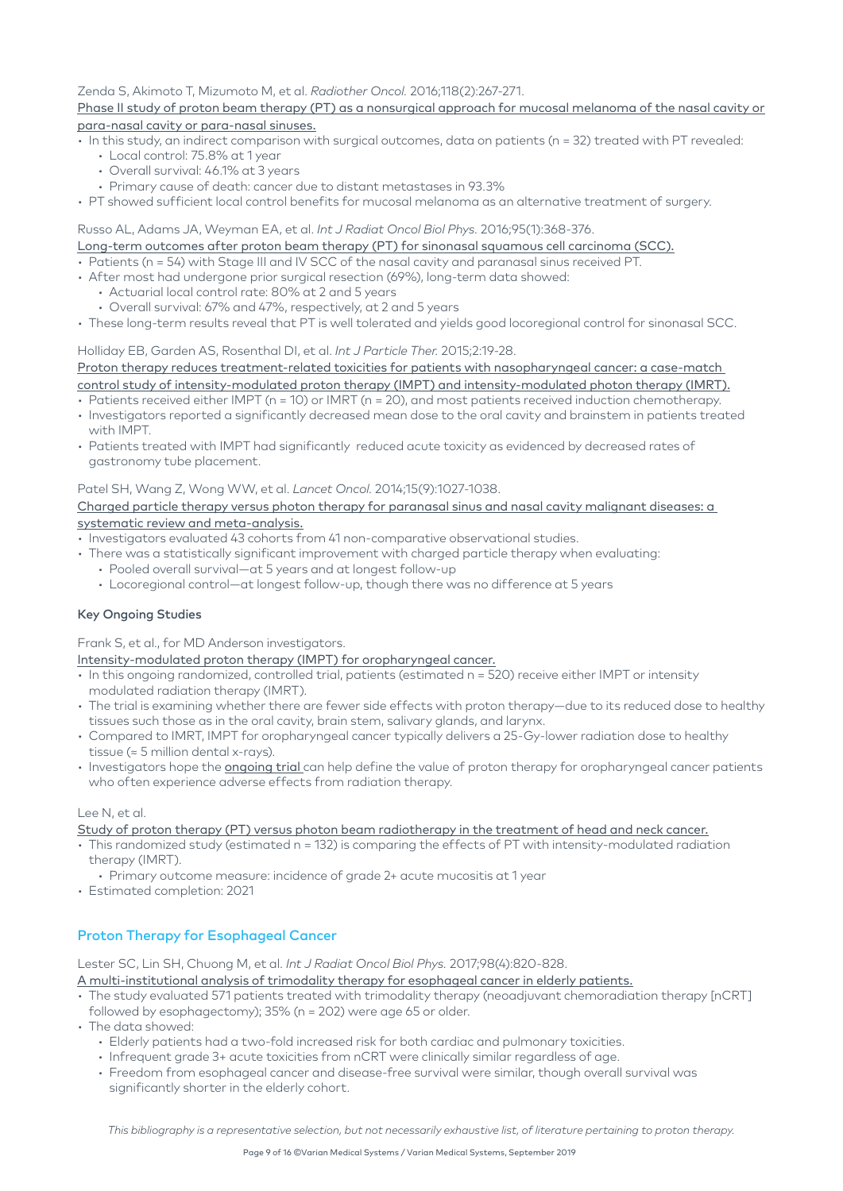Zenda S, Akimoto T, Mizumoto M, et al. *Radiother Oncol.* 2016;118(2):267-271.

Phase II study of proton beam therapy (PT) as a nonsurgical approach for mucosal melanoma of the nasal cavity or para-nasal cavity or para-nasal sinuses.

- In this study, an indirect comparison with surgical outcomes, data on patients (n = 32) treated with PT revealed:
  - Local control: 75.8% at 1 year
  - Overall survival: 46.1% at 3 years
  - Primary cause of death: cancer due to distant metastases in 93.3%
- PT showed sufficient local control benefits for mucosal melanoma as an alternative treatment of surgery.

Russo AL, Adams JA, Weyman EA, et al. *Int J Radiat Oncol Biol Phys.* 2016;95(1):368-376.

Long-term outcomes after proton beam therapy (PT) for sinonasal squamous cell carcinoma (SCC).

- Patients (n = 54) with Stage III and IV SCC of the nasal cavity and paranasal sinus received PT.
- After most had undergone prior surgical resection (69%), long-term data showed:
  - Actuarial local control rate: 80% at 2 and 5 years
  - Overall survival: 67% and 47%, respectively, at 2 and 5 years
- These long-term results reveal that PT is well tolerated and yields good locoregional control for sinonasal SCC.

Holliday EB, Garden AS, Rosenthal DI, et al. *Int J Particle Ther.* 2015;2:19-28.

Proton therapy reduces treatment-related toxicities for patients with nasopharyngeal cancer: a case-match control study of intensity-modulated proton therapy (IMPT) and intensity-modulated photon therapy (IMRT).

- Patients received either IMPT (n = 10) or IMRT (n = 20), and most patients received induction chemotherapy.
- Investigators reported a significantly decreased mean dose to the oral cavity and brainstem in patients treated with IMPT.
- Patients treated with IMPT had significantly reduced acute toxicity as evidenced by decreased rates of gastronomy tube placement.

Patel SH, Wang Z, Wong WW, et al. *Lancet Oncol.* 2014;15(9):1027-1038.

Charged particle therapy versus photon therapy for paranasal sinus and nasal cavity malignant diseases: a systematic review and meta-analysis.

- Investigators evaluated 43 cohorts from 41 non-comparative observational studies.
- There was a statistically significant improvement with charged particle therapy when evaluating:
  - Pooled overall survival—at 5 years and at longest follow-up
  - Locoregional control—at longest follow-up, though there was no difference at 5 years

**Key Ongoing Studies**

Frank S, et al., for MD Anderson investigators.

Intensity-modulated proton therapy (IMPT) for oropharyngeal cancer.

- In this ongoing randomized, controlled trial, patients (estimated n = 520) receive either IMPT or intensity modulated radiation therapy (IMRT).
- The trial is examining whether there are fewer side effects with proton therapy—due to its reduced dose to healthy tissues such those as in the oral cavity, brain stem, salivary glands, and larynx.
- Compared to IMRT, IMPT for oropharyngeal cancer typically delivers a 25-Gy-lower radiation dose to healthy tissue (≈ 5 million dental x-rays).
- Investigators hope the ongoing trial can help define the value of proton therapy for oropharyngeal cancer patients who often experience adverse effects from radiation therapy.

Lee N, et al.

Study of proton therapy (PT) versus photon beam radiotherapy in the treatment of head and neck cancer.

- This randomized study (estimated n = 132) is comparing the effects of PT with intensity-modulated radiation therapy (IMRT).
  - Primary outcome measure: incidence of grade 2+ acute mucositis at 1 year
- Estimated completion: 2021

## Proton Therapy for Esophageal Cancer

Lester SC, Lin SH, Chuong M, et al. *Int J Radiat Oncol Biol Phys.* 2017;98(4):820-828.

A multi-institutional analysis of trimodality therapy for esophageal cancer in elderly patients.

- The study evaluated 571 patients treated with trimodality therapy (neoadjuvant chemoradiation therapy [nCRT] followed by esophagectomy); 35% (n = 202) were age 65 or older.
- The data showed:
  - Elderly patients had a two-fold increased risk for both cardiac and pulmonary toxicities.
  - Infrequent grade 3+ acute toxicities from nCRT were clinically similar regardless of age.
  - Freedom from esophageal cancer and disease-free survival were similar, though overall survival was significantly shorter in the elderly cohort.

*This bibliography is a representative selection, but not necessarily exhaustive list, of literature pertaining to proton therapy.*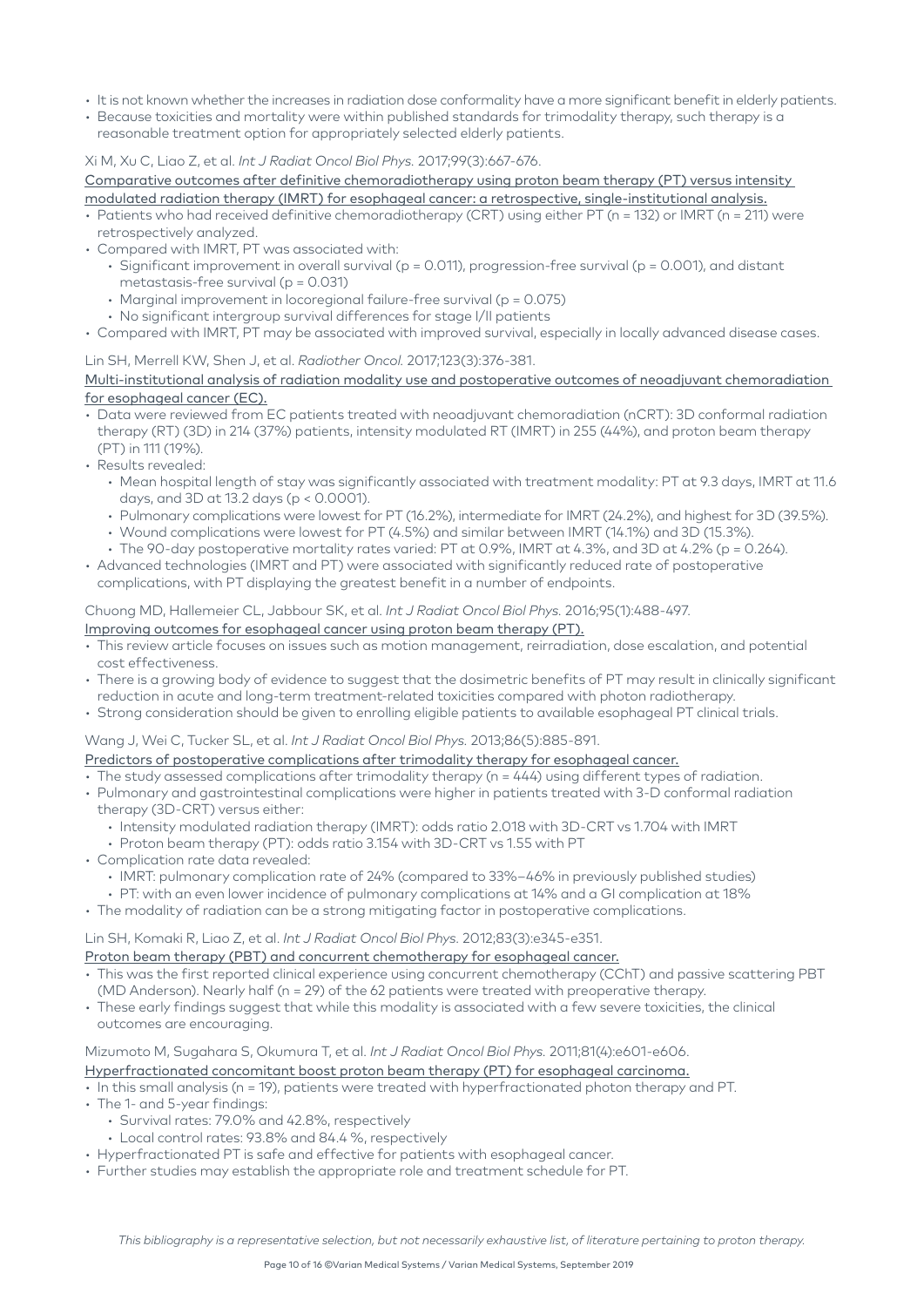- It is not known whether the increases in radiation dose conformality have a more significant benefit in elderly patients.
- Because toxicities and mortality were within published standards for trimodality therapy, such therapy is a reasonable treatment option for appropriately selected elderly patients.

Xi M, Xu C, Liao Z, et al. *Int J Radiat Oncol Biol Phys.* 2017;99(3):667-676.

Comparative outcomes after definitive chemoradiotherapy using proton beam therapy (PT) versus intensity modulated radiation therapy (IMRT) for esophageal cancer: a retrospective, single-institutional analysis.

- Patients who had received definitive chemoradiotherapy (CRT) using either PT (n = 132) or IMRT (n = 211) were retrospectively analyzed.
- Compared with IMRT, PT was associated with:
  - Significant improvement in overall survival (p = 0.011), progression-free survival (p = 0.001), and distant metastasis-free survival (p = 0.031)
  - Marginal improvement in locoregional failure-free survival (p = 0.075)
  - No significant intergroup survival differences for stage I/II patients
- Compared with IMRT, PT may be associated with improved survival, especially in locally advanced disease cases.

Lin SH, Merrell KW, Shen J, et al. *Radiother Oncol.* 2017;123(3):376-381.

Multi-institutional analysis of radiation modality use and postoperative outcomes of neoadjuvant chemoradiation for esophageal cancer (EC).

- Data were reviewed from EC patients treated with neoadjuvant chemoradiation (nCRT): 3D conformal radiation therapy (RT) (3D) in 214 (37%) patients, intensity modulated RT (IMRT) in 255 (44%), and proton beam therapy (PT) in 111 (19%).
- Results revealed:
  - Mean hospital length of stay was significantly associated with treatment modality: PT at 9.3 days, IMRT at 11.6 days, and 3D at 13.2 days (p < 0.0001).
  - Pulmonary complications were lowest for PT (16.2%), intermediate for IMRT (24.2%), and highest for 3D (39.5%).
  - Wound complications were lowest for PT (4.5%) and similar between IMRT (14.1%) and 3D (15.3%).
  - The 90-day postoperative mortality rates varied: PT at 0.9%, IMRT at 4.3%, and 3D at 4.2% (p = 0.264).
- Advanced technologies (IMRT and PT) were associated with significantly reduced rate of postoperative complications, with PT displaying the greatest benefit in a number of endpoints.

Chuong MD, Hallemeier CL, Jabbour SK, et al. *Int J Radiat Oncol Biol Phys.* 2016;95(1):488-497.

Improving outcomes for esophageal cancer using proton beam therapy (PT).

- This review article focuses on issues such as motion management, reirradiation, dose escalation, and potential cost effectiveness.
- There is a growing body of evidence to suggest that the dosimetric benefits of PT may result in clinically significant reduction in acute and long-term treatment-related toxicities compared with photon radiotherapy.
- Strong consideration should be given to enrolling eligible patients to available esophageal PT clinical trials.

Wang J, Wei C, Tucker SL, et al. *Int J Radiat Oncol Biol Phys.* 2013;86(5):885-891.

Predictors of postoperative complications after trimodality therapy for esophageal cancer.

- The study assessed complications after trimodality therapy (n = 444) using different types of radiation.
- Pulmonary and gastrointestinal complications were higher in patients treated with 3-D conformal radiation therapy (3D-CRT) versus either:
  - Intensity modulated radiation therapy (IMRT): odds ratio 2.018 with 3D-CRT vs 1.704 with IMRT
  - Proton beam therapy (PT): odds ratio 3.154 with 3D-CRT vs 1.55 with PT
- Complication rate data revealed:
  - IMRT: pulmonary complication rate of 24% (compared to 33%–46% in previously published studies)
  - PT: with an even lower incidence of pulmonary complications at 14% and a GI complication at 18%
- The modality of radiation can be a strong mitigating factor in postoperative complications.

Lin SH, Komaki R, Liao Z, et al. *Int J Radiat Oncol Biol Phys.* 2012;83(3):e345-e351.

Proton beam therapy (PBT) and concurrent chemotherapy for esophageal cancer.

- This was the first reported clinical experience using concurrent chemotherapy (CChT) and passive scattering PBT (MD Anderson). Nearly half (n = 29) of the 62 patients were treated with preoperative therapy.
- These early findings suggest that while this modality is associated with a few severe toxicities, the clinical outcomes are encouraging.

Mizumoto M, Sugahara S, Okumura T, et al. *Int J Radiat Oncol Biol Phys.* 2011;81(4):e601-e606.

Hyperfractionated concomitant boost proton beam therapy (PT) for esophageal carcinoma.

- In this small analysis (n = 19), patients were treated with hyperfractionated photon therapy and PT.
- The 1- and 5-year findings:
  - Survival rates: 79.0% and 42.8%, respectively
  - Local control rates: 93.8% and 84.4 %, respectively
- Hyperfractionated PT is safe and effective for patients with esophageal cancer.
- Further studies may establish the appropriate role and treatment schedule for PT.

*This bibliography is a representative selection, but not necessarily exhaustive list, of literature pertaining to proton therapy.*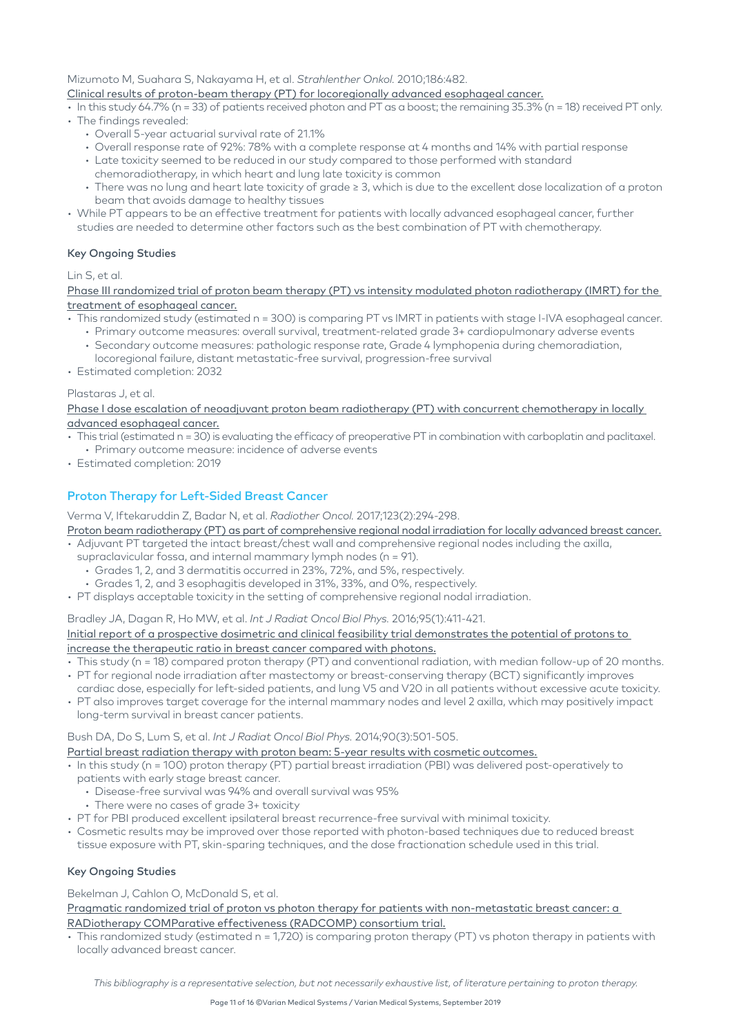Mizumoto M, Suahara S, Nakayama H, et al. *Strahlenther Onkol.* 2010;186:482.

Clinical results of proton-beam therapy (PT) for locoregionally advanced esophageal cancer.

- In this study 64.7% (n = 33) of patients received photon and PT as a boost; the remaining 35.3% (n = 18) received PT only.
- The findings revealed:
  - Overall 5-year actuarial survival rate of 21.1%
  - Overall response rate of 92%: 78% with a complete response at 4 months and 14% with partial response
  - Late toxicity seemed to be reduced in our study compared to those performed with standard chemoradiotherapy, in which heart and lung late toxicity is common
  - There was no lung and heart late toxicity of grade ≥ 3, which is due to the excellent dose localization of a proton beam that avoids damage to healthy tissues
- While PT appears to be an effective treatment for patients with locally advanced esophageal cancer, further studies are needed to determine other factors such as the best combination of PT with chemotherapy.

**Key Ongoing Studies**

Lin S, et al.

Phase III randomized trial of proton beam therapy (PT) vs intensity modulated photon radiotherapy (IMRT) for the treatment of esophageal cancer.

- This randomized study (estimated n = 300) is comparing PT vs IMRT in patients with stage I-IVA esophageal cancer.
  - Primary outcome measures: overall survival, treatment-related grade 3+ cardiopulmonary adverse events
  - Secondary outcome measures: pathologic response rate, Grade 4 lymphopenia during chemoradiation, locoregional failure, distant metastatic-free survival, progression-free survival
- Estimated completion: 2032

Plastaras J, et al.

Phase I dose escalation of neoadjuvant proton beam radiotherapy (PT) with concurrent chemotherapy in locally advanced esophageal cancer.

- This trial (estimated n = 30) is evaluating the efficacy of preoperative PT in combination with carboplatin and paclitaxel.
  - Primary outcome measure: incidence of adverse events
- Estimated completion: 2019

## Proton Therapy for Left-Sided Breast Cancer

Verma V, Iftekaruddin Z, Badar N, et al. *Radiother Oncol.* 2017;123(2):294-298.

Proton beam radiotherapy (PT) as part of comprehensive regional nodal irradiation for locally advanced breast cancer.

- Adjuvant PT targeted the intact breast/chest wall and comprehensive regional nodes including the axilla, supraclavicular fossa, and internal mammary lymph nodes (n = 91).
  - Grades 1, 2, and 3 dermatitis occurred in 23%, 72%, and 5%, respectively.
  - Grades 1, 2, and 3 esophagitis developed in 31%, 33%, and 0%, respectively.
- PT displays acceptable toxicity in the setting of comprehensive regional nodal irradiation.

Bradley JA, Dagan R, Ho MW, et al. *Int J Radiat Oncol Biol Phys.* 2016;95(1):411-421.

Initial report of a prospective dosimetric and clinical feasibility trial demonstrates the potential of protons to increase the therapeutic ratio in breast cancer compared with photons.

- This study (n = 18) compared proton therapy (PT) and conventional radiation, with median follow-up of 20 months.
- PT for regional node irradiation after mastectomy or breast-conserving therapy (BCT) significantly improves cardiac dose, especially for left-sided patients, and lung V5 and V20 in all patients without excessive acute toxicity.
- PT also improves target coverage for the internal mammary nodes and level 2 axilla, which may positively impact long-term survival in breast cancer patients.

Bush DA, Do S, Lum S, et al. *Int J Radiat Oncol Biol Phys.* 2014;90(3):501-505.

Partial breast radiation therapy with proton beam: 5-year results with cosmetic outcomes.

- In this study (n = 100) proton therapy (PT) partial breast irradiation (PBI) was delivered post-operatively to patients with early stage breast cancer.
  - Disease-free survival was 94% and overall survival was 95%
  - There were no cases of grade 3+ toxicity
- PT for PBI produced excellent ipsilateral breast recurrence-free survival with minimal toxicity.
- Cosmetic results may be improved over those reported with photon-based techniques due to reduced breast tissue exposure with PT, skin-sparing techniques, and the dose fractionation schedule used in this trial.

**Key Ongoing Studies**

Bekelman J, Cahlon O, McDonald S, et al.

Pragmatic randomized trial of proton vs photon therapy for patients with non-metastatic breast cancer: a RADiotherapy COMParative effectiveness (RADCOMP) consortium trial.

- This randomized study (estimated n = 1,720) is comparing proton therapy (PT) vs photon therapy in patients with locally advanced breast cancer.

*This bibliography is a representative selection, but not necessarily exhaustive list, of literature pertaining to proton therapy.*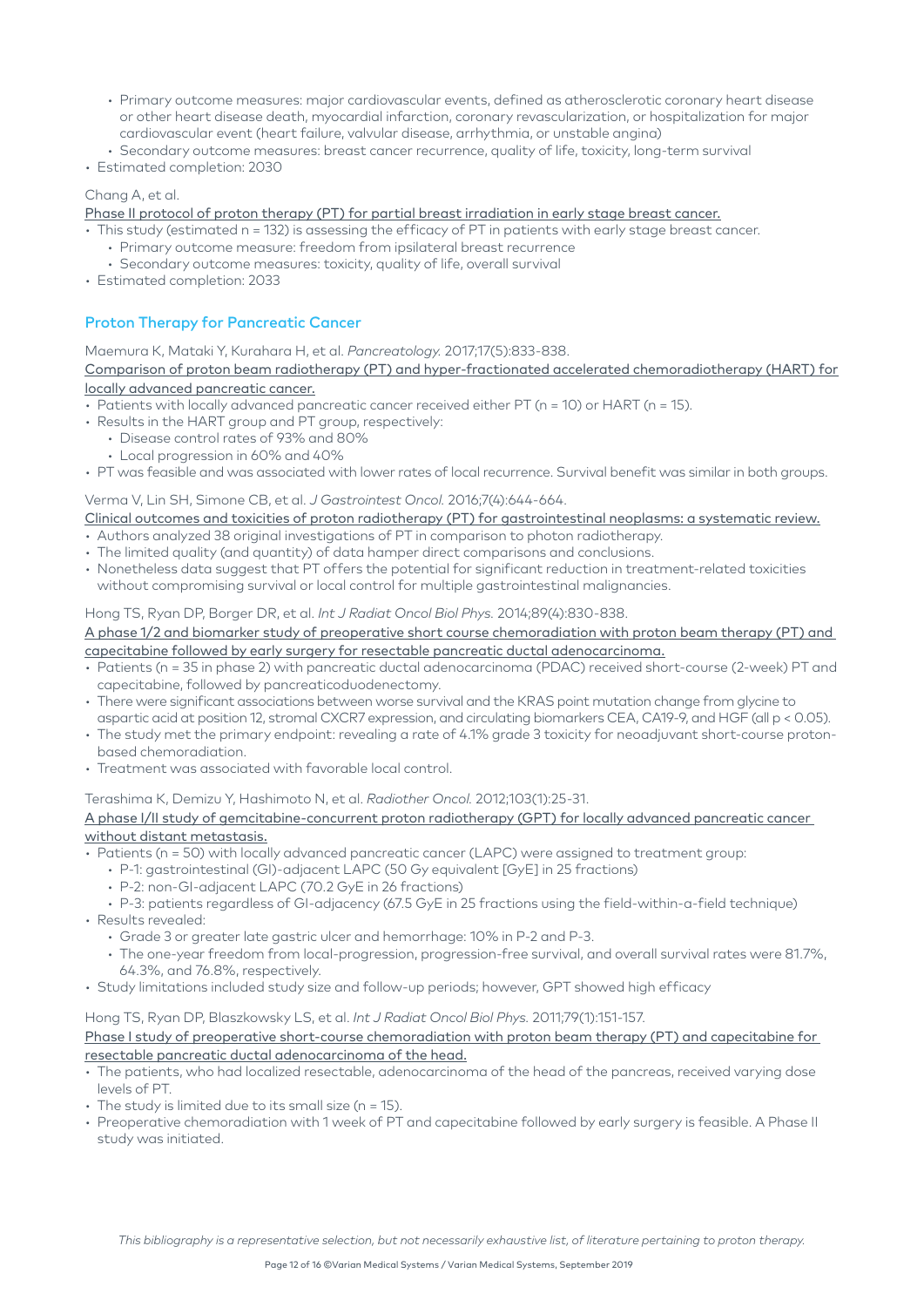- Primary outcome measures: major cardiovascular events, defined as atherosclerotic coronary heart disease or other heart disease death, myocardial infarction, coronary revascularization, or hospitalization for major cardiovascular event (heart failure, valvular disease, arrhythmia, or unstable angina)
  - Secondary outcome measures: breast cancer recurrence, quality of life, toxicity, long-term survival
- Estimated completion: 2030

Chang A, et al.

Phase II protocol of proton therapy (PT) for partial breast irradiation in early stage breast cancer.

- This study (estimated n = 132) is assessing the efficacy of PT in patients with early stage breast cancer.
  - Primary outcome measure: freedom from ipsilateral breast recurrence
  - Secondary outcome measures: toxicity, quality of life, overall survival
- Estimated completion: 2033

## Proton Therapy for Pancreatic Cancer

Maemura K, Mataki Y, Kurahara H, et al. *Pancreatology.* 2017;17(5):833-838.

Comparison of proton beam radiotherapy (PT) and hyper-fractionated accelerated chemoradiotherapy (HART) for locally advanced pancreatic cancer.

- Patients with locally advanced pancreatic cancer received either PT (n = 10) or HART (n = 15).
- Results in the HART group and PT group, respectively:
  - Disease control rates of 93% and 80%
  - Local progression in 60% and 40%
- PT was feasible and was associated with lower rates of local recurrence. Survival benefit was similar in both groups.

Verma V, Lin SH, Simone CB, et al. *J Gastrointest Oncol.* 2016;7(4):644-664.

Clinical outcomes and toxicities of proton radiotherapy (PT) for gastrointestinal neoplasms: a systematic review.

- Authors analyzed 38 original investigations of PT in comparison to photon radiotherapy.
- The limited quality (and quantity) of data hamper direct comparisons and conclusions.
- Nonetheless data suggest that PT offers the potential for significant reduction in treatment-related toxicities without compromising survival or local control for multiple gastrointestinal malignancies.

Hong TS, Ryan DP, Borger DR, et al. *Int J Radiat Oncol Biol Phys.* 2014;89(4):830-838.

A phase 1/2 and biomarker study of preoperative short course chemoradiation with proton beam therapy (PT) and capecitabine followed by early surgery for resectable pancreatic ductal adenocarcinoma.

- Patients (n = 35 in phase 2) with pancreatic ductal adenocarcinoma (PDAC) received short-course (2-week) PT and capecitabine, followed by pancreaticoduodenectomy.
- There were significant associations between worse survival and the KRAS point mutation change from glycine to aspartic acid at position 12, stromal CXCR7 expression, and circulating biomarkers CEA, CA19-9, and HGF (all $p < 0.05$).
- The study met the primary endpoint: revealing a rate of 4.1% grade 3 toxicity for neoadjuvant short-course proton-based chemoradiation.
- Treatment was associated with favorable local control.

Terashima K, Demizu Y, Hashimoto N, et al. *Radiother Oncol.* 2012;103(1):25-31.

A phase I/II study of gemcitabine-concurrent proton radiotherapy (GPT) for locally advanced pancreatic cancer without distant metastasis.

- Patients (n = 50) with locally advanced pancreatic cancer (LAPC) were assigned to treatment group:
  - P-1: gastrointestinal (GI)-adjacent LAPC (50 Gy equivalent [GyE] in 25 fractions)
  - P-2: non-GI-adjacent LAPC (70.2 GyE in 26 fractions)
  - P-3: patients regardless of GI-adjacency (67.5 GyE in 25 fractions using the field-within-a-field technique)
- Results revealed:
  - Grade 3 or greater late gastric ulcer and hemorrhage: 10% in P-2 and P-3.
  - The one-year freedom from local-progression, progression-free survival, and overall survival rates were 81.7%, 64.3%, and 76.8%, respectively.
- Study limitations included study size and follow-up periods; however, GPT showed high efficacy

Hong TS, Ryan DP, Blaszkowsky LS, et al. *Int J Radiat Oncol Biol Phys.* 2011;79(1):151-157.

Phase I study of preoperative short-course chemoradiation with proton beam therapy (PT) and capecitabine for resectable pancreatic ductal adenocarcinoma of the head.

- The patients, who had localized resectable, adenocarcinoma of the head of the pancreas, received varying dose levels of PT.
- The study is limited due to its small size (n = 15).
- Preoperative chemoradiation with 1 week of PT and capecitabine followed by early surgery is feasible. A Phase II study was initiated.

*This bibliography is a representative selection, but not necessarily exhaustive list, of literature pertaining to proton therapy.*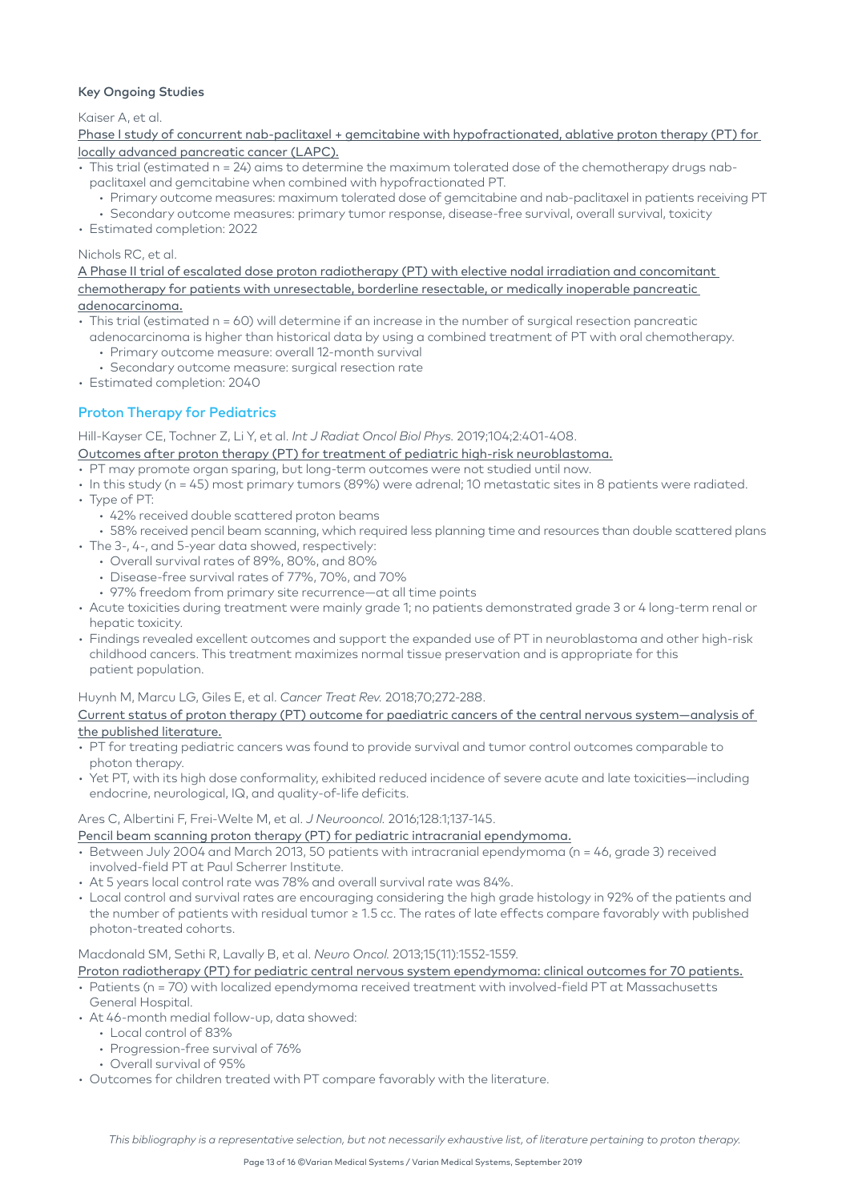### Key Ongoing Studies

Kaiser A, et al.

Phase I study of concurrent nab-paclitaxel + gemcitabine with hypofractionated, ablative proton therapy (PT) for locally advanced pancreatic cancer (LAPC).

- This trial (estimated n = 24) aims to determine the maximum tolerated dose of the chemotherapy drugs nab-paclitaxel and gemcitabine when combined with hypofractionated PT.
  - Primary outcome measures: maximum tolerated dose of gemcitabine and nab-paclitaxel in patients receiving PT
  - Secondary outcome measures: primary tumor response, disease-free survival, overall survival, toxicity
- Estimated completion: 2022

Nichols RC, et al.

A Phase II trial of escalated dose proton radiotherapy (PT) with elective nodal irradiation and concomitant chemotherapy for patients with unresectable, borderline resectable, or medically inoperable pancreatic adenocarcinoma.

- This trial (estimated n = 60) will determine if an increase in the number of surgical resection pancreatic adenocarcinoma is higher than historical data by using a combined treatment of PT with oral chemotherapy.
  - Primary outcome measure: overall 12-month survival
  - Secondary outcome measure: surgical resection rate
- Estimated completion: 2040

## Proton Therapy for Pediatrics

Hill-Kayser CE, Tochner Z, Li Y, et al. *Int J Radiat Oncol Biol Phys.* 2019;104;2:401-408.

Outcomes after proton therapy (PT) for treatment of pediatric high-risk neuroblastoma.

- PT may promote organ sparing, but long-term outcomes were not studied until now.
- In this study (n = 45) most primary tumors (89%) were adrenal; 10 metastatic sites in 8 patients were radiated.
- Type of PT:
  - 42% received double scattered proton beams
  - 58% received pencil beam scanning, which required less planning time and resources than double scattered plans
- The 3-, 4-, and 5-year data showed, respectively:
  - Overall survival rates of 89%, 80%, and 80%
  - Disease-free survival rates of 77%, 70%, and 70%
  - 97% freedom from primary site recurrence—at all time points
- Acute toxicities during treatment were mainly grade 1; no patients demonstrated grade 3 or 4 long-term renal or hepatic toxicity.
- Findings revealed excellent outcomes and support the expanded use of PT in neuroblastoma and other high-risk childhood cancers. This treatment maximizes normal tissue preservation and is appropriate for this patient population.

Huynh M, Marcu LG, Giles E, et al. *Cancer Treat Rev.* 2018;70;272-288.

Current status of proton therapy (PT) outcome for paediatric cancers of the central nervous system—analysis of the published literature.

- PT for treating pediatric cancers was found to provide survival and tumor control outcomes comparable to photon therapy.
- Yet PT, with its high dose conformality, exhibited reduced incidence of severe acute and late toxicities—including endocrine, neurological, IQ, and quality-of-life deficits.

Ares C, Albertini F, Frei-Welte M, et al. *J Neurooncol.* 2016;128:1;137-145.

Pencil beam scanning proton therapy (PT) for pediatric intracranial ependymoma.

- Between July 2004 and March 2013, 50 patients with intracranial ependymoma (n = 46, grade 3) received involved-field PT at Paul Scherrer Institute.
- At 5 years local control rate was 78% and overall survival rate was 84%.
- Local control and survival rates are encouraging considering the high grade histology in 92% of the patients and the number of patients with residual tumor ≥ 1.5 cc. The rates of late effects compare favorably with published photon-treated cohorts.

Macdonald SM, Sethi R, Lavally B, et al. *Neuro Oncol.* 2013;15(11):1552-1559.

Proton radiotherapy (PT) for pediatric central nervous system ependymoma: clinical outcomes for 70 patients.

- Patients (n = 70) with localized ependymoma received treatment with involved-field PT at Massachusetts General Hospital.
- At 46-month medial follow-up, data showed:
  - Local control of 83%
  - Progression-free survival of 76%
  - Overall survival of 95%
- Outcomes for children treated with PT compare favorably with the literature.

*This bibliography is a representative selection, but not necessarily exhaustive list, of literature pertaining to proton therapy.*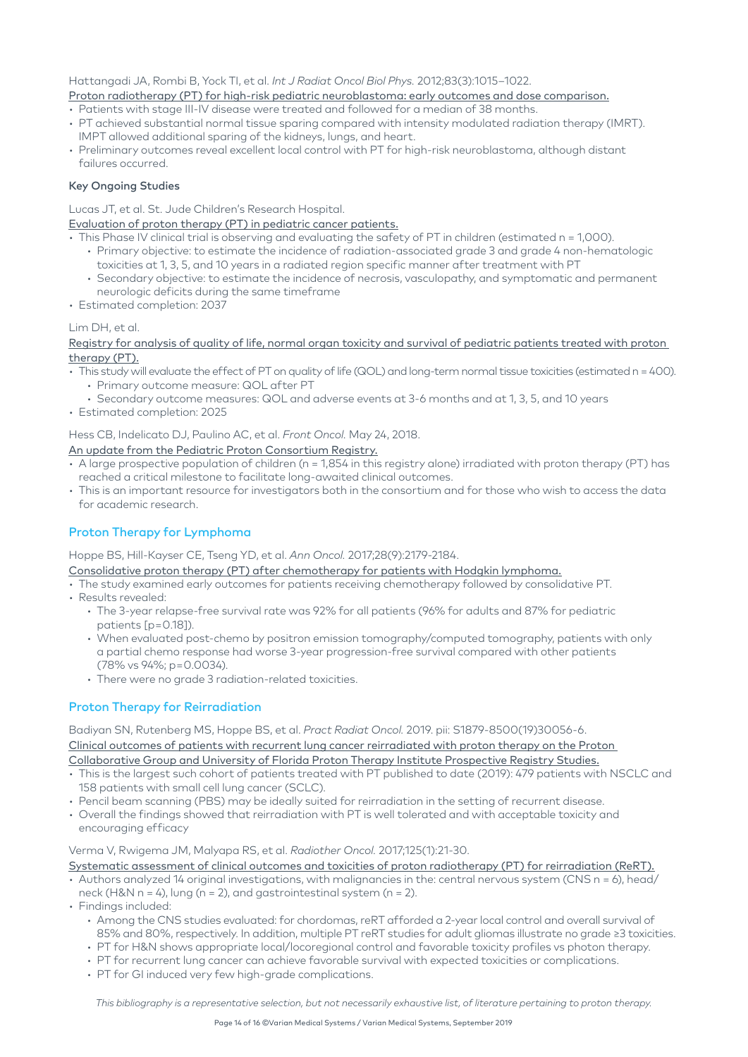Hattangadi JA, Rombi B, Yock TI, et al. *Int J Radiat Oncol Biol Phys.* 2012;83(3):1015–1022.

Proton radiotherapy (PT) for high-risk pediatric neuroblastoma: early outcomes and dose comparison.

- Patients with stage III-IV disease were treated and followed for a median of 38 months.
- PT achieved substantial normal tissue sparing compared with intensity modulated radiation therapy (IMRT). IMPT allowed additional sparing of the kidneys, lungs, and heart.
- Preliminary outcomes reveal excellent local control with PT for high-risk neuroblastoma, although distant failures occurred.

**Key Ongoing Studies**

Lucas JT, et al. St. Jude Children's Research Hospital.

Evaluation of proton therapy (PT) in pediatric cancer patients.

- This Phase IV clinical trial is observing and evaluating the safety of PT in children (estimated n = 1,000).
  - Primary objective: to estimate the incidence of radiation-associated grade 3 and grade 4 non-hematologic toxicities at 1, 3, 5, and 10 years in a radiated region specific manner after treatment with PT
  - Secondary objective: to estimate the incidence of necrosis, vasculopathy, and symptomatic and permanent neurologic deficits during the same timeframe
- Estimated completion: 2037

Lim DH, et al.

Registry for analysis of quality of life, normal organ toxicity and survival of pediatric patients treated with proton therapy (PT).

- This study will evaluate the effect of PT on quality of life (QOL) and long-term normal tissue toxicities (estimated n = 400).
  - Primary outcome measure: QOL after PT
  - Secondary outcome measures: QOL and adverse events at 3-6 months and at 1, 3, 5, and 10 years
- Estimated completion: 2025

Hess CB, Indelicato DJ, Paulino AC, et al. *Front Oncol.* May 24, 2018.

An update from the Pediatric Proton Consortium Registry.

- A large prospective population of children (n = 1,854 in this registry alone) irradiated with proton therapy (PT) has reached a critical milestone to facilitate long-awaited clinical outcomes.
- This is an important resource for investigators both in the consortium and for those who wish to access the data for academic research.

## Proton Therapy for Lymphoma

Hoppe BS, Hill-Kayser CE, Tseng YD, et al. *Ann Oncol.* 2017;28(9):2179-2184.

Consolidative proton therapy (PT) after chemotherapy for patients with Hodgkin lymphoma.

- The study examined early outcomes for patients receiving chemotherapy followed by consolidative PT.
- Results revealed:
  - The 3-year relapse-free survival rate was 92% for all patients (96% for adults and 87% for pediatric patients [p=0.18]).
  - When evaluated post-chemo by positron emission tomography/computed tomography, patients with only a partial chemo response had worse 3-year progression-free survival compared with other patients (78% vs 94%; p=0.0034).
  - There were no grade 3 radiation-related toxicities.

## Proton Therapy for Reirradiation

Badiyan SN, Rutenberg MS, Hoppe BS, et al. *Pract Radiat Oncol.* 2019. pii: S1879-8500(19)30056-6.

Clinical outcomes of patients with recurrent lung cancer reirradiated with proton therapy on the Proton Collaborative Group and University of Florida Proton Therapy Institute Prospective Registry Studies.

- This is the largest such cohort of patients treated with PT published to date (2019): 479 patients with NSCLC and 158 patients with small cell lung cancer (SCLC).
- Pencil beam scanning (PBS) may be ideally suited for reirradiation in the setting of recurrent disease.
- Overall the findings showed that reirradiation with PT is well tolerated and with acceptable toxicity and encouraging efficacy

Verma V, Rwigema JM, Malyapa RS, et al. *Radiother Oncol.* 2017;125(1):21-30.

Systematic assessment of clinical outcomes and toxicities of proton radiotherapy (PT) for reirradiation (ReRT).

- Authors analyzed 14 original investigations, with malignancies in the: central nervous system (CNS n = 6), head/neck (H&N n = 4), lung (n = 2), and gastrointestinal system (n = 2).
- Findings included:
  - Among the CNS studies evaluated: for chordomas, reRT afforded a 2-year local control and overall survival of 85% and 80%, respectively. In addition, multiple PT reRT studies for adult gliomas illustrate no grade ≥3 toxicities.
  - PT for H&N shows appropriate local/locoregional control and favorable toxicity profiles vs photon therapy.
  - PT for recurrent lung cancer can achieve favorable survival with expected toxicities or complications.
  - PT for GI induced very few high-grade complications.

*This bibliography is a representative selection, but not necessarily exhaustive list, of literature pertaining to proton therapy.*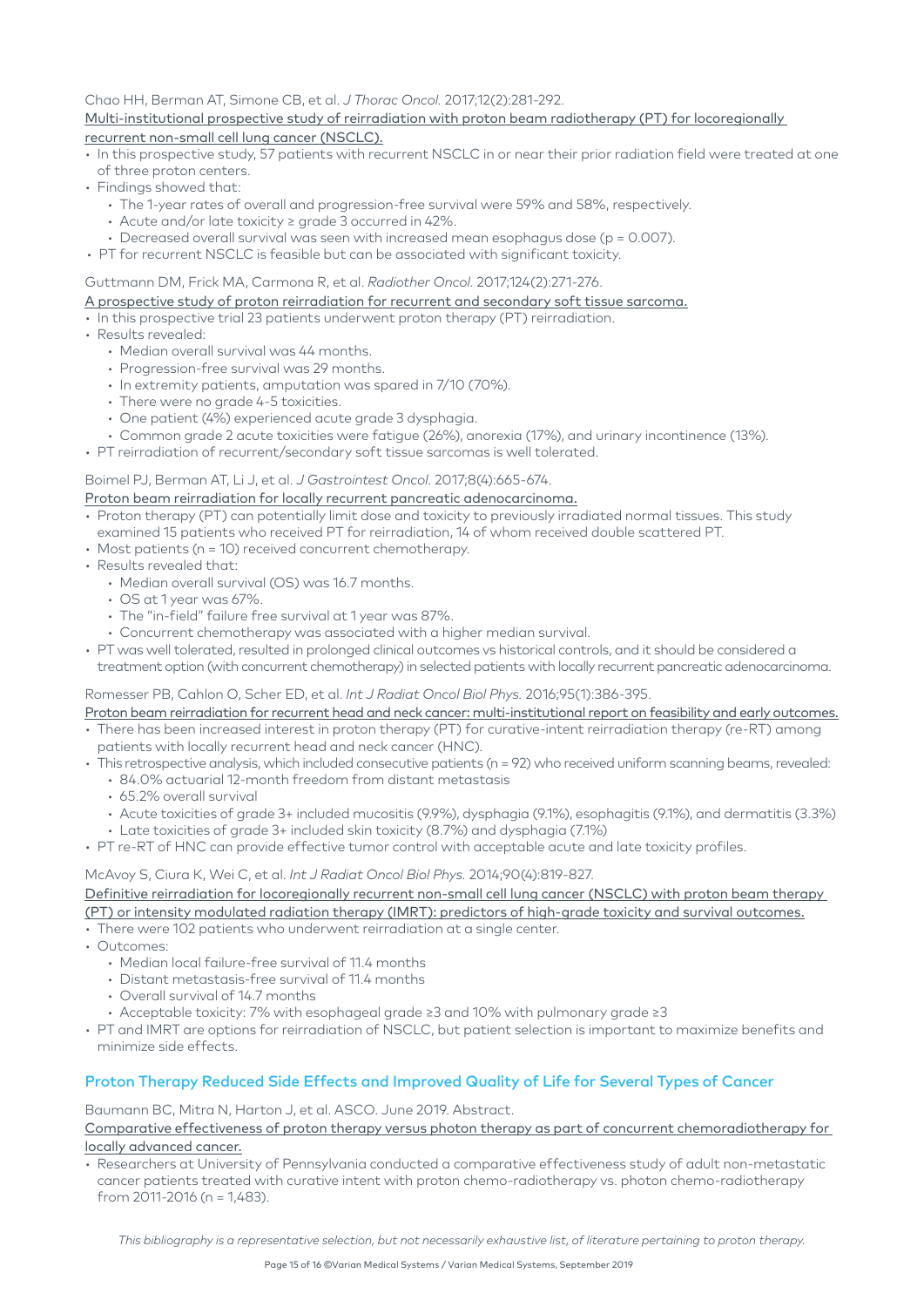Chao HH, Berman AT, Simone CB, et al. *J Thorac Oncol.* 2017;12(2):281-292.

Multi-institutional prospective study of reirradiation with proton beam radiotherapy (PT) for locoregionally recurrent non-small cell lung cancer (NSCLC).

- In this prospective study, 57 patients with recurrent NSCLC in or near their prior radiation field were treated at one of three proton centers.
- Findings showed that:
  - The 1-year rates of overall and progression-free survival were 59% and 58%, respectively.
  - Acute and/or late toxicity ≥ grade 3 occurred in 42%.
  - Decreased overall survival was seen with increased mean esophagus dose ($p = 0.007$).
- PT for recurrent NSCLC is feasible but can be associated with significant toxicity.

Guttmann DM, Frick MA, Carmona R, et al. *Radiother Oncol.* 2017;124(2):271-276.

A prospective study of proton reirradiation for recurrent and secondary soft tissue sarcoma.

- In this prospective trial 23 patients underwent proton therapy (PT) reirradiation.
- Results revealed:
  - Median overall survival was 44 months.
  - Progression-free survival was 29 months.
  - In extremity patients, amputation was spared in 7/10 (70%).
  - There were no grade 4-5 toxicities.
  - One patient (4%) experienced acute grade 3 dysphagia.
  - Common grade 2 acute toxicities were fatigue (26%), anorexia (17%), and urinary incontinence (13%).
- PT reirradiation of recurrent/secondary soft tissue sarcomas is well tolerated.

Boimel PJ, Berman AT, Li J, et al. *J Gastrointest Oncol.* 2017;8(4):665-674.

Proton beam reirradiation for locally recurrent pancreatic adenocarcinoma.

- Proton therapy (PT) can potentially limit dose and toxicity to previously irradiated normal tissues. This study examined 15 patients who received PT for reirradiation, 14 of whom received double scattered PT.
- Most patients (n = 10) received concurrent chemotherapy.
- Results revealed that:
  - Median overall survival (OS) was 16.7 months.
  - OS at 1 year was 67%.
  - The "in-field" failure free survival at 1 year was 87%.
  - Concurrent chemotherapy was associated with a higher median survival.
- PT was well tolerated, resulted in prolonged clinical outcomes vs historical controls, and it should be considered a treatment option (with concurrent chemotherapy) in selected patients with locally recurrent pancreatic adenocarcinoma.

Romesser PB, Cahlon O, Scher ED, et al. *Int J Radiat Oncol Biol Phys.* 2016;95(1):386-395.

Proton beam reirradiation for recurrent head and neck cancer: multi-institutional report on feasibility and early outcomes.

- There has been increased interest in proton therapy (PT) for curative-intent reirradiation therapy (re-RT) among patients with locally recurrent head and neck cancer (HNC).
- This retrospective analysis, which included consecutive patients (n = 92) who received uniform scanning beams, revealed:
  - 84.0% actuarial 12-month freedom from distant metastasis
  - 65.2% overall survival
  - Acute toxicities of grade 3+ included mucositis (9.9%), dysphagia (9.1%), esophagitis (9.1%), and dermatitis (3.3%)
  - Late toxicities of grade 3+ included skin toxicity (8.7%) and dysphagia (7.1%)
- PT re-RT of HNC can provide effective tumor control with acceptable acute and late toxicity profiles.

McAvoy S, Ciura K, Wei C, et al. *Int J Radiat Oncol Biol Phys.* 2014;90(4):819-827.

Definitive reirradiation for locoregionally recurrent non-small cell lung cancer (NSCLC) with proton beam therapy (PT) or intensity modulated radiation therapy (IMRT): predictors of high-grade toxicity and survival outcomes.

- There were 102 patients who underwent reirradiation at a single center.
- Outcomes:
  - Median local failure-free survival of 11.4 months
  - Distant metastasis-free survival of 11.4 months
  - Overall survival of 14.7 months
  - Acceptable toxicity: 7% with esophageal grade ≥3 and 10% with pulmonary grade ≥3
- PT and IMRT are options for reirradiation of NSCLC, but patient selection is important to maximize benefits and minimize side effects.

## Proton Therapy Reduced Side Effects and Improved Quality of Life for Several Types of Cancer

Baumann BC, Mitra N, Harton J, et al. ASCO. June 2019. Abstract.

Comparative effectiveness of proton therapy versus photon therapy as part of concurrent chemoradiotherapy for locally advanced cancer.

- Researchers at University of Pennsylvania conducted a comparative effectiveness study of adult non-metastatic cancer patients treated with curative intent with proton chemo-radiotherapy vs. photon chemo-radiotherapy from 2011-2016 (n = 1,483).

*This bibliography is a representative selection, but not necessarily exhaustive list, of literature pertaining to proton therapy.*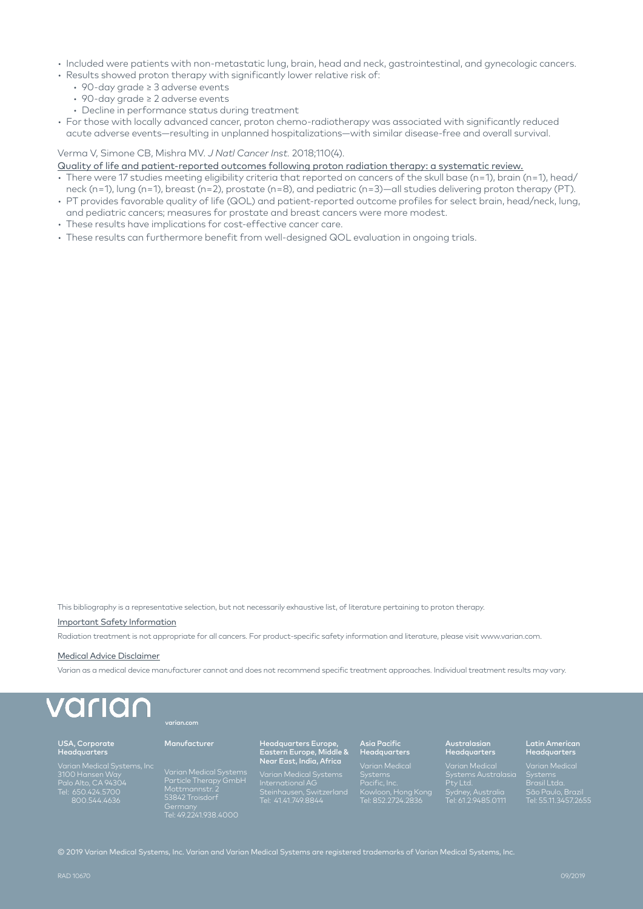- Included were patients with non-metastatic lung, brain, head and neck, gastrointestinal, and gynecologic cancers.
- Results showed proton therapy with significantly lower relative risk of:
  - 90-day grade ≥ 3 adverse events
  - 90-day grade ≥ 2 adverse events
  - Decline in performance status during treatment
- For those with locally advanced cancer, proton chemo-radiotherapy was associated with significantly reduced acute adverse events—resulting in unplanned hospitalizations—with similar disease-free and overall survival.

Verma V, Simone CB, Mishra MV. *J Natl Cancer Inst.* 2018;110(4).

Quality of life and patient-reported outcomes following proton radiation therapy: a systematic review.

- There were 17 studies meeting eligibility criteria that reported on cancers of the skull base (n=1), brain (n=1), head/neck (n=1), lung (n=1), breast (n=2), prostate (n=8), and pediatric (n=3)—all studies delivering proton therapy (PT).
- PT provides favorable quality of life (QOL) and patient-reported outcome profiles for select brain, head/neck, lung, and pediatric cancers; measures for prostate and breast cancers were more modest.
- These results have implications for cost-effective cancer care.
- These results can furthermore benefit from well-designed QOL evaluation in ongoing trials.

This bibliography is a representative selection, but not necessarily exhaustive list, of literature pertaining to proton therapy.

Important Safety Information

Radiation treatment is not appropriate for all cancers. For product-specific safety information and literature, please visit www.varian.com.

Medical Advice Disclaimer

Varian as a medical device manufacturer cannot and does not recommend specific treatment approaches. Individual treatment results may vary.

varian

varian.com

**USA, Corporate Headquarters**
Varian Medical Systems, Inc
3100 Hansen Way
Palo Alto, CA 94304
Tel: 650.424.5700
800.544.4636

**Manufacturer**
Varian Medical Systems Particle Therapy GmbH
Mottmannstr. 2
53842 Troisdorf
Germany
Tel: 49.2241.938.4000

**Headquarters Europe, Eastern Europe, Middle & Near East, India, Africa**
Varian Medical Systems International AG
Steinhausen, Switzerland
Tel: 41.41.749.8844

**Asia Pacific Headquarters**
Varian Medical Systems Pacific, Inc.
Kowloon, Hong Kong
Tel: 852.2724.2836

**Australasian Headquarters**
Varian Medical Systems Australasia Pty Ltd.
Sydney, Australia
Tel: 61.2.9485.0111

**Latin American Headquarters**
Varian Medical Systems Brasil Ltda.
São Paulo, Brazil
Tel: 55.11.3457.2655

© 2019 Varian Medical Systems, Inc. Varian and Varian Medical Systems are registered trademarks of Varian Medical Systems, Inc.

RAD 10670

09/2019